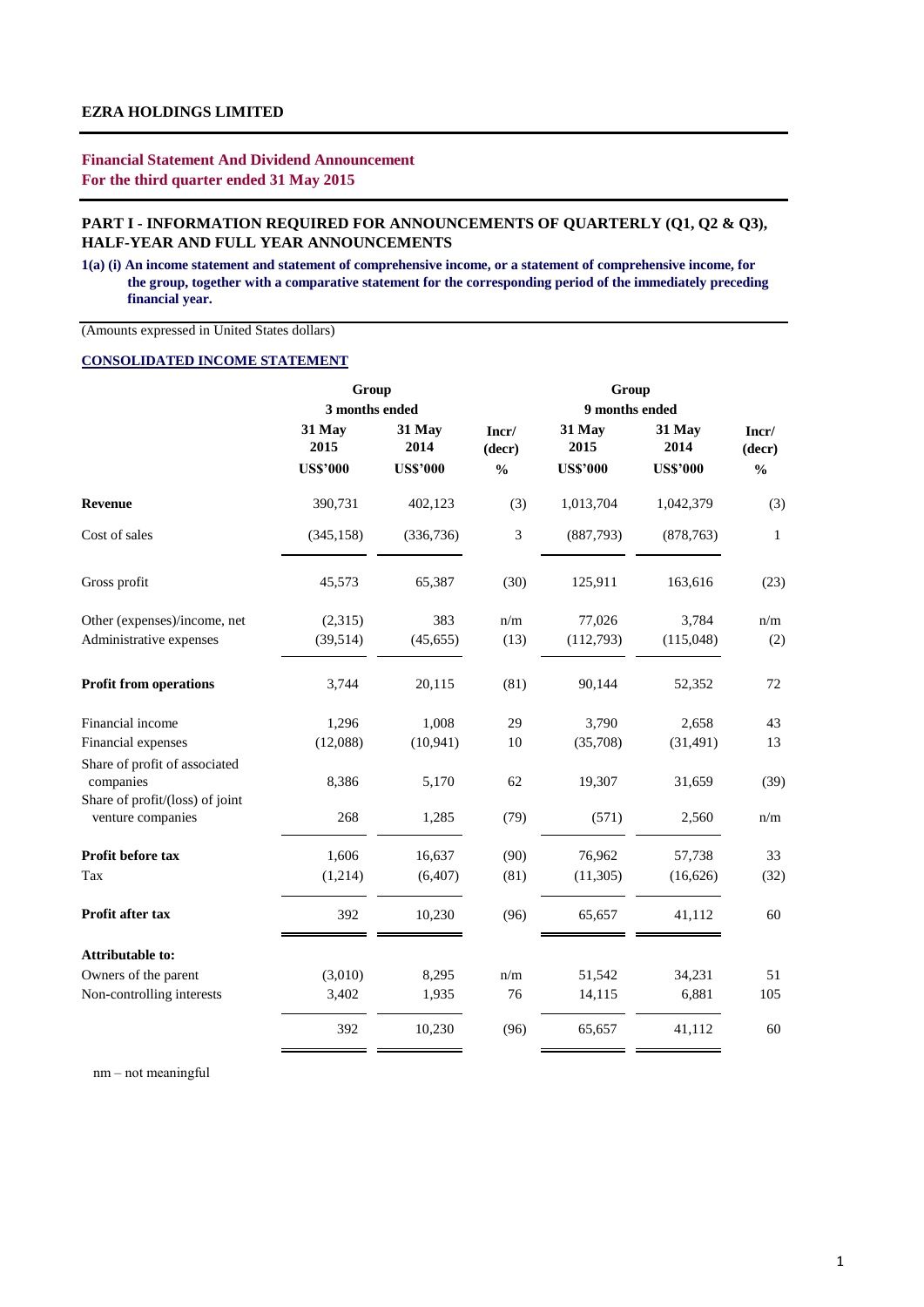**EZRA HOLDINGS LIMITED**

**Financial Statement And Dividend Announcement**
**For the third quarter ended 31 May 2015**

## PART I - INFORMATION REQUIRED FOR ANNOUNCEMENTS OF QUARTERLY (Q1, Q2 & Q3), HALF-YEAR AND FULL YEAR ANNOUNCEMENTS

**1(a) (i) An income statement and statement of comprehensive income, or a statement of comprehensive income, for the group, together with a comparative statement for the corresponding period of the immediately preceding financial year.**

(Amounts expressed in United States dollars)

### CONSOLIDATED INCOME STATEMENT

| | Group | | | Group | | |
|---|---|---|---|---|---|---|
| | 3 months ended | | | 9 months ended | | |
| | 31 May 2015 | 31 May 2014 | Incr/ (decr) | 31 May 2015 | 31 May 2014 | Incr/ (decr) |
| | US$'000 | US$'000 | % | US$'000 | US$'000 | % |
| **Revenue** | 390,731 | 402,123 | (3) | 1,013,704 | 1,042,379 | (3) |
| Cost of sales | (345,158) | (336,736) | 3 | (887,793) | (878,763) | 1 |
| Gross profit | 45,573 | 65,387 | (30) | 125,911 | 163,616 | (23) |
| Other (expenses)/income, net | (2,315) | 383 | n/m | 77,026 | 3,784 | n/m |
| Administrative expenses | (39,514) | (45,655) | (13) | (112,793) | (115,048) | (2) |
| **Profit from operations** | 3,744 | 20,115 | (81) | 90,144 | 52,352 | 72 |
| Financial income | 1,296 | 1,008 | 29 | 3,790 | 2,658 | 43 |
| Financial expenses | (12,088) | (10,941) | 10 | (35,708) | (31,491) | 13 |
| Share of profit of associated companies | 8,386 | 5,170 | 62 | 19,307 | 31,659 | (39) |
| Share of profit/(loss) of joint venture companies | 268 | 1,285 | (79) | (571) | 2,560 | n/m |
| **Profit before tax** | 1,606 | 16,637 | (90) | 76,962 | 57,738 | 33 |
| Tax | (1,214) | (6,407) | (81) | (11,305) | (16,626) | (32) |
| **Profit after tax** | 392 | 10,230 | (96) | 65,657 | 41,112 | 60 |
| **Attributable to:** | | | | | | |
| Owners of the parent | (3,010) | 8,295 | n/m | 51,542 | 34,231 | 51 |
| Non-controlling interests | 3,402 | 1,935 | 76 | 14,115 | 6,881 | 105 |
| | 392 | 10,230 | (96) | 65,657 | 41,112 | 60 |

nm – not meaningful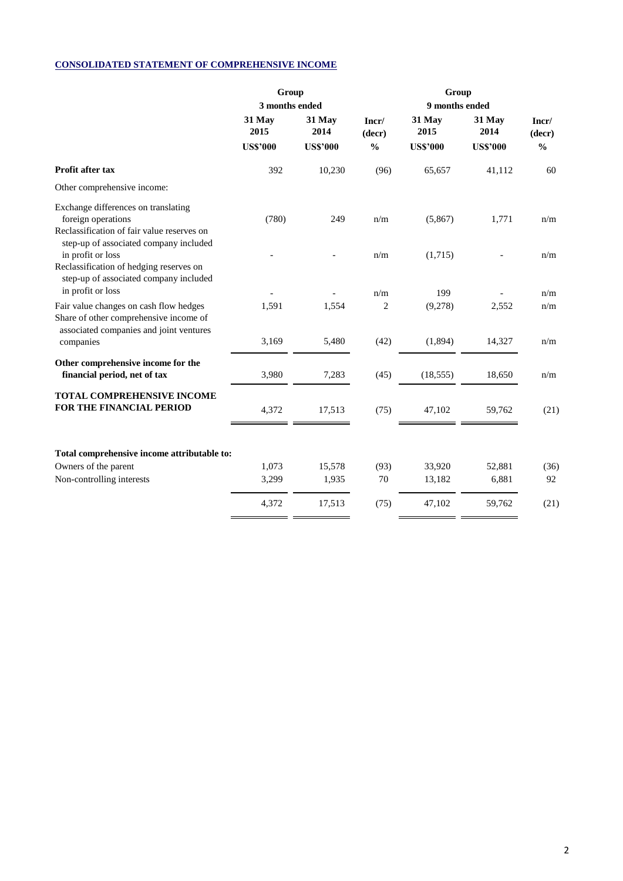**CONSOLIDATED STATEMENT OF COMPREHENSIVE INCOME**

| | Group | | | Group | | |
|---|---|---|---|---|---|---|
| | 3 months ended | | | 9 months ended | | |
| | 31 May 2015 | 31 May 2014 | Incr/ (decr) | 31 May 2015 | 31 May 2014 | Incr/ (decr) |
| | US$'000 | US$'000 | % | US$'000 | US$'000 | % |
| **Profit after tax** | 392 | 10,230 | (96) | 65,657 | 41,112 | 60 |
| Other comprehensive income: | | | | | | |
| Exchange differences on translating foreign operations | (780) | 249 | n/m | (5,867) | 1,771 | n/m |
| Reclassification of fair value reserves on step-up of associated company included in profit or loss | - | - | n/m | (1,715) | - | n/m |
| Reclassification of hedging reserves on step-up of associated company included in profit or loss | - | - | n/m | 199 | - | n/m |
| Fair value changes on cash flow hedges | 1,591 | 1,554 | 2 | (9,278) | 2,552 | n/m |
| Share of other comprehensive income of associated companies and joint ventures companies | 3,169 | 5,480 | (42) | (1,894) | 14,327 | n/m |
| **Other comprehensive income for the financial period, net of tax** | 3,980 | 7,283 | (45) | (18,555) | 18,650 | n/m |
| **TOTAL COMPREHENSIVE INCOME FOR THE FINANCIAL PERIOD** | 4,372 | 17,513 | (75) | 47,102 | 59,762 | (21) |
| | | | | | | |
| **Total comprehensive income attributable to:** | | | | | | |
| Owners of the parent | 1,073 | 15,578 | (93) | 33,920 | 52,881 | (36) |
| Non-controlling interests | 3,299 | 1,935 | 70 | 13,182 | 6,881 | 92 |
| | 4,372 | 17,513 | (75) | 47,102 | 59,762 | (21) |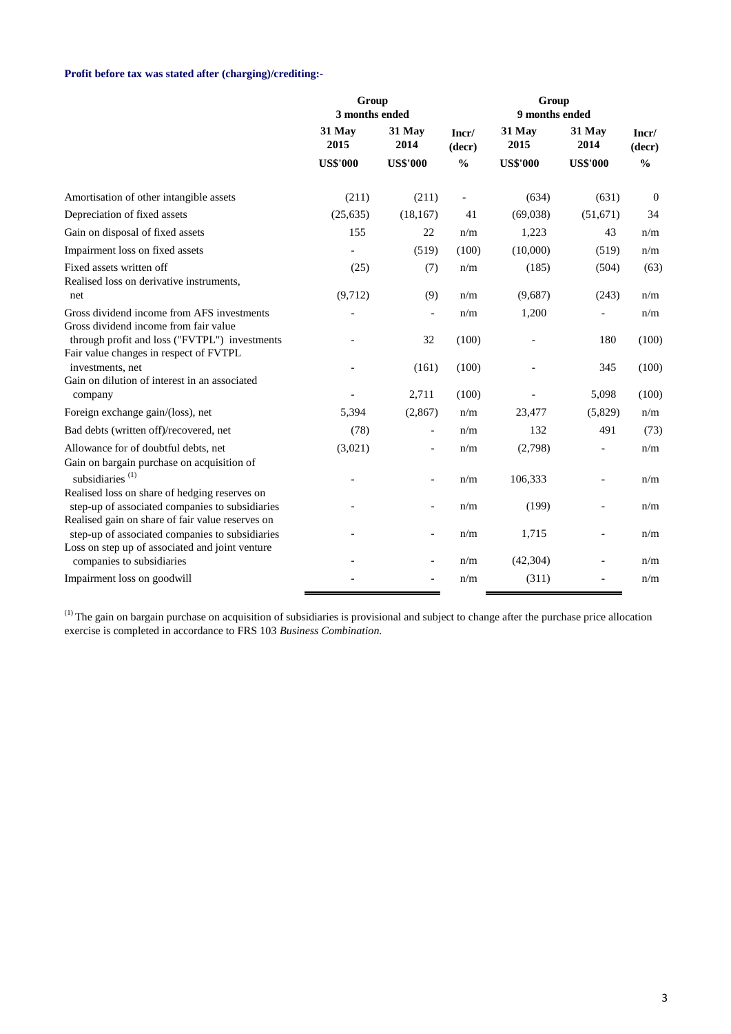**Profit before tax was stated after (charging)/crediting:-**

| | Group 3 months ended | | | Group 9 months ended | | |
|---|---|---|---|---|---|---|
| | 31 May 2015 | 31 May 2014 | Incr/ (decr) | 31 May 2015 | 31 May 2014 | Incr/ (decr) |
| | US$'000 | US$'000 | % | US$'000 | US$'000 | % |
| Amortisation of other intangible assets | (211) | (211) | - | (634) | (631) | 0 |
| Depreciation of fixed assets | (25,635) | (18,167) | 41 | (69,038) | (51,671) | 34 |
| Gain on disposal of fixed assets | 155 | 22 | n/m | 1,223 | 43 | n/m |
| Impairment loss on fixed assets | - | (519) | (100) | (10,000) | (519) | n/m |
| Fixed assets written off | (25) | (7) | n/m | (185) | (504) | (63) |
| Realised loss on derivative instruments, net | (9,712) | (9) | n/m | (9,687) | (243) | n/m |
| Gross dividend income from AFS investments | - | - | n/m | 1,200 | - | n/m |
| Gross dividend income from fair value through profit and loss ("FVTPL") investments | - | 32 | (100) | - | 180 | (100) |
| Fair value changes in respect of FVTPL investments, net | - | (161) | (100) | - | 345 | (100) |
| Gain on dilution of interest in an associated company | - | 2,711 | (100) | - | 5,098 | (100) |
| Foreign exchange gain/(loss), net | 5,394 | (2,867) | n/m | 23,477 | (5,829) | n/m |
| Bad debts (written off)/recovered, net | (78) | - | n/m | 132 | 491 | (73) |
| Allowance for of doubtful debts, net | (3,021) | - | n/m | (2,798) | - | n/m |
| Gain on bargain purchase on acquisition of subsidiaries [(1)] | - | - | n/m | 106,333 | - | n/m |
| Realised loss on share of hedging reserves on step-up of associated companies to subsidiaries | - | - | n/m | (199) | - | n/m |
| Realised gain on share of fair value reserves on step-up of associated companies to subsidiaries | - | - | n/m | 1,715 | - | n/m |
| Loss on step up of associated and joint venture companies to subsidiaries | - | - | n/m | (42,304) | - | n/m |
| Impairment loss on goodwill | - | - | n/m | (311) | - | n/m |

[(1)] The gain on bargain purchase on acquisition of subsidiaries is provisional and subject to change after the purchase price allocation exercise is completed in accordance to FRS 103 *Business Combination.*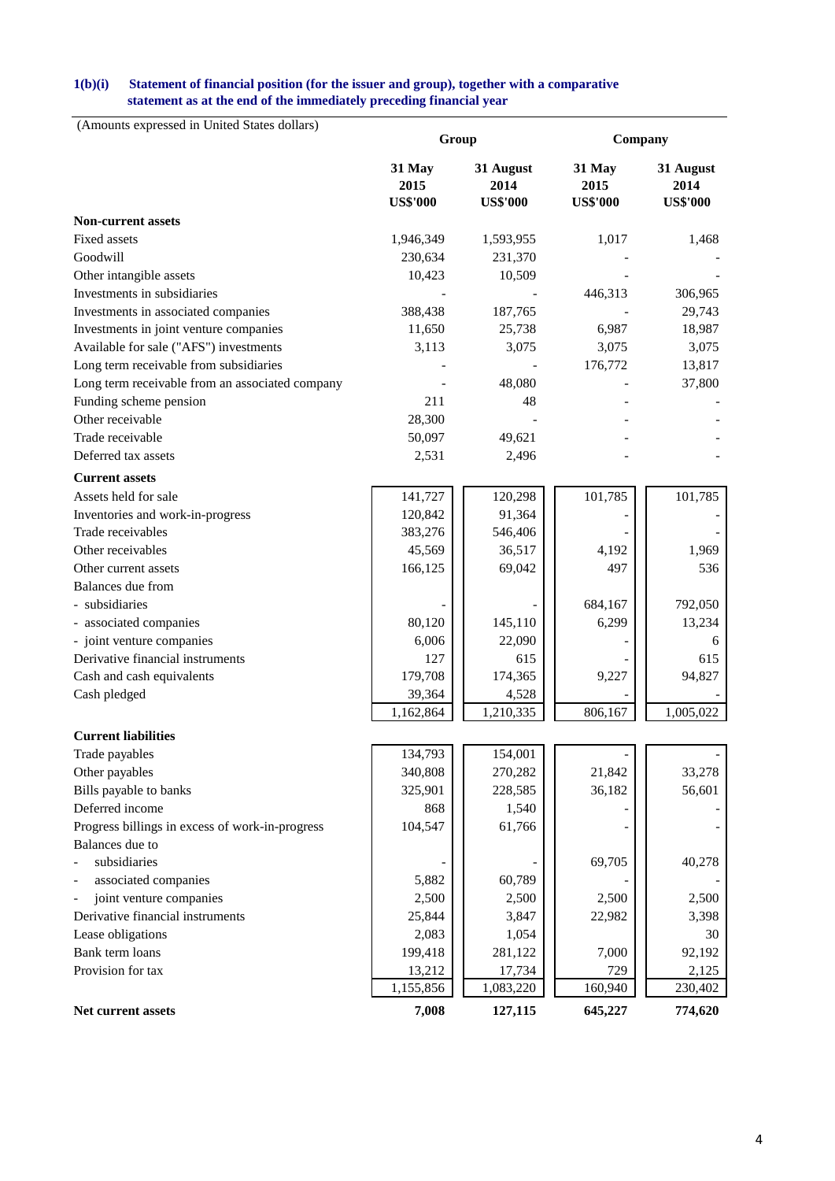**1(b)(i) Statement of financial position (for the issuer and group), together with a comparative statement as at the end of the immediately preceding financial year**

(Amounts expressed in United States dollars)

| | Group | | Company | |
|---|---|---|---|---|
| | **31 May 2015 US$'000** | **31 August 2014 US$'000** | **31 May 2015 US$'000** | **31 August 2014 US$'000** |
| **Non-current assets** | | | | |
| Fixed assets | 1,946,349 | 1,593,955 | 1,017 | 1,468 |
| Goodwill | 230,634 | 231,370 | - | - |
| Other intangible assets | 10,423 | 10,509 | - | - |
| Investments in subsidiaries | - | - | 446,313 | 306,965 |
| Investments in associated companies | 388,438 | 187,765 | - | 29,743 |
| Investments in joint venture companies | 11,650 | 25,738 | 6,987 | 18,987 |
| Available for sale ("AFS") investments | 3,113 | 3,075 | 3,075 | 3,075 |
| Long term receivable from subsidiaries | - | - | 176,772 | 13,817 |
| Long term receivable from an associated company | - | 48,080 | - | 37,800 |
| Funding scheme pension | 211 | 48 | - | - |
| Other receivable | 28,300 | - | - | - |
| Trade receivable | 50,097 | 49,621 | - | - |
| Deferred tax assets | 2,531 | 2,496 | - | - |
| **Current assets** | | | | |
| Assets held for sale | 141,727 | 120,298 | 101,785 | 101,785 |
| Inventories and work-in-progress | 120,842 | 91,364 | - | - |
| Trade receivables | 383,276 | 546,406 | - | - |
| Other receivables | 45,569 | 36,517 | 4,192 | 1,969 |
| Other current assets | 166,125 | 69,042 | 497 | 536 |
| Balances due from | | | | |
| - subsidiaries | - | - | 684,167 | 792,050 |
| - associated companies | 80,120 | 145,110 | 6,299 | 13,234 |
| - joint venture companies | 6,006 | 22,090 | - | 6 |
| Derivative financial instruments | 127 | 615 | - | 615 |
| Cash and cash equivalents | 179,708 | 174,365 | 9,227 | 94,827 |
| Cash pledged | 39,364 | 4,528 | - | - |
| | 1,162,864 | 1,210,335 | 806,167 | 1,005,022 |
| **Current liabilities** | | | | |
| Trade payables | 134,793 | 154,001 | - | - |
| Other payables | 340,808 | 270,282 | 21,842 | 33,278 |
| Bills payable to banks | 325,901 | 228,585 | 36,182 | 56,601 |
| Deferred income | 868 | 1,540 | - | - |
| Progress billings in excess of work-in-progress | 104,547 | 61,766 | - | - |
| Balances due to | | | | |
| - subsidiaries | - | - | 69,705 | 40,278 |
| - associated companies | 5,882 | 60,789 | - | - |
| - joint venture companies | 2,500 | 2,500 | 2,500 | 2,500 |
| Derivative financial instruments | 25,844 | 3,847 | 22,982 | 3,398 |
| Lease obligations | 2,083 | 1,054 | | 30 |
| Bank term loans | 199,418 | 281,122 | 7,000 | 92,192 |
| Provision for tax | 13,212 | 17,734 | 729 | 2,125 |
| | 1,155,856 | 1,083,220 | 160,940 | 230,402 |
| **Net current assets** | **7,008** | **127,115** | **645,227** | **774,620** |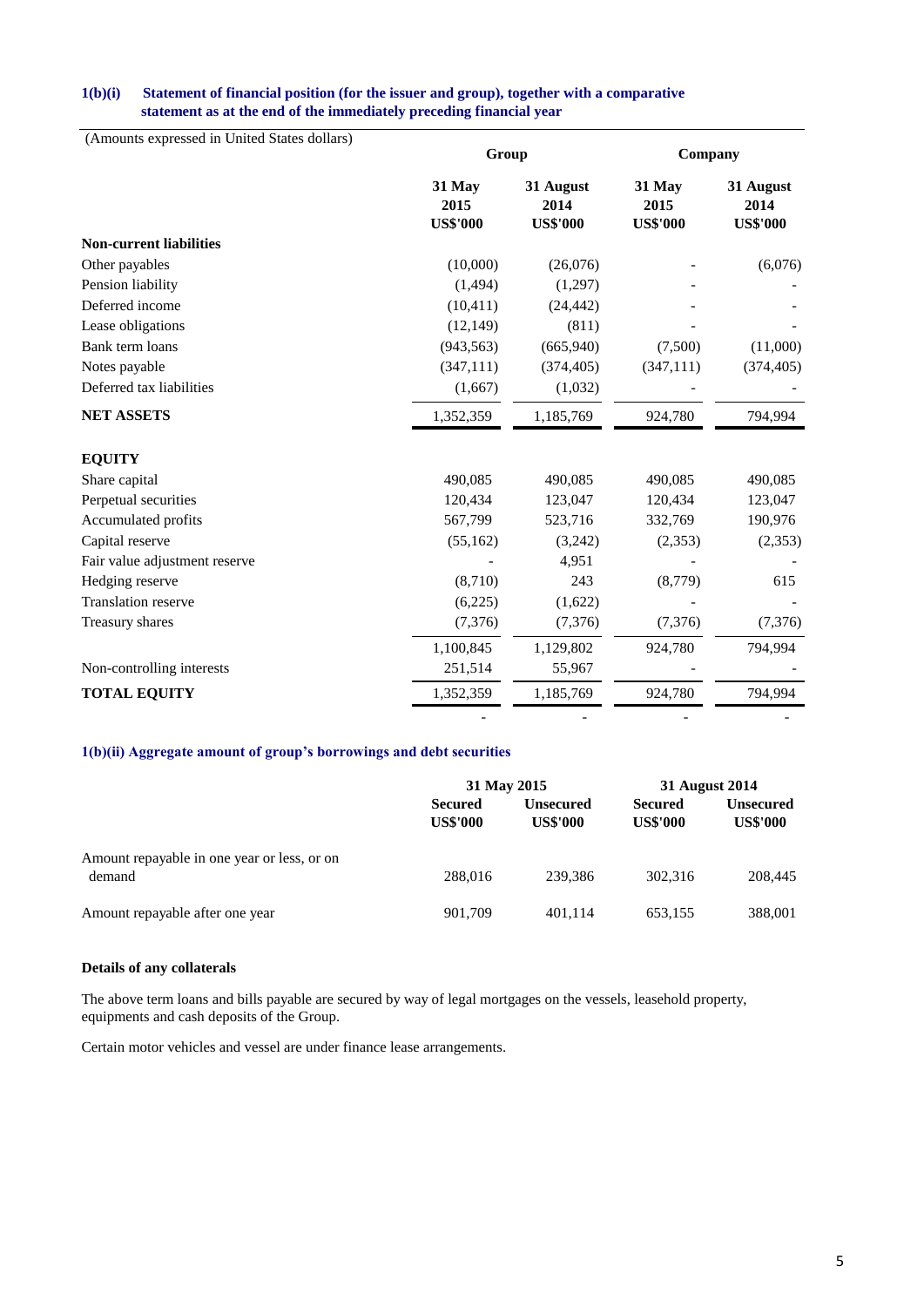### 1(b)(i) Statement of financial position (for the issuer and group), together with a comparative statement as at the end of the immediately preceding financial year

| (Amounts expressed in United States dollars) | Group | | Company | |
|---|---|---|---|---|
| | 31 May 2015 US$'000 | 31 August 2014 US$'000 | 31 May 2015 US$'000 | 31 August 2014 US$'000 |
| **Non-current liabilities** | | | | |
| Other payables | (10,000) | (26,076) | - | (6,076) |
| Pension liability | (1,494) | (1,297) | - | - |
| Deferred income | (10,411) | (24,442) | - | - |
| Lease obligations | (12,149) | (811) | - | - |
| Bank term loans | (943,563) | (665,940) | (7,500) | (11,000) |
| Notes payable | (347,111) | (374,405) | (347,111) | (374,405) |
| Deferred tax liabilities | (1,667) | (1,032) | - | - |
| **NET ASSETS** | 1,352,359 | 1,185,769 | 924,780 | 794,994 |
| | | | | |
| **EQUITY** | | | | |
| Share capital | 490,085 | 490,085 | 490,085 | 490,085 |
| Perpetual securities | 120,434 | 123,047 | 120,434 | 123,047 |
| Accumulated profits | 567,799 | 523,716 | 332,769 | 190,976 |
| Capital reserve | (55,162) | (3,242) | (2,353) | (2,353) |
| Fair value adjustment reserve | - | 4,951 | - | - |
| Hedging reserve | (8,710) | 243 | (8,779) | 615 |
| Translation reserve | (6,225) | (1,622) | - | - |
| Treasury shares | (7,376) | (7,376) | (7,376) | (7,376) |
| | 1,100,845 | 1,129,802 | 924,780 | 794,994 |
| Non-controlling interests | 251,514 | 55,967 | - | - |
| **TOTAL EQUITY** | 1,352,359 | 1,185,769 | 924,780 | 794,994 |
| | - | - | - | - |

### 1(b)(ii) Aggregate amount of group's borrowings and debt securities

| | 31 May 2015 | | 31 August 2014 | |
|---|---|---|---|---|
| | Secured US$'000 | Unsecured US$'000 | Secured US$'000 | Unsecured US$'000 |
| Amount repayable in one year or less, or on demand | 288,016 | 239,386 | 302,316 | 208,445 |
| Amount repayable after one year | 901,709 | 401,114 | 653,155 | 388,001 |

**Details of any collaterals**

The above term loans and bills payable are secured by way of legal mortgages on the vessels, leasehold property, equipments and cash deposits of the Group.

Certain motor vehicles and vessel are under finance lease arrangements.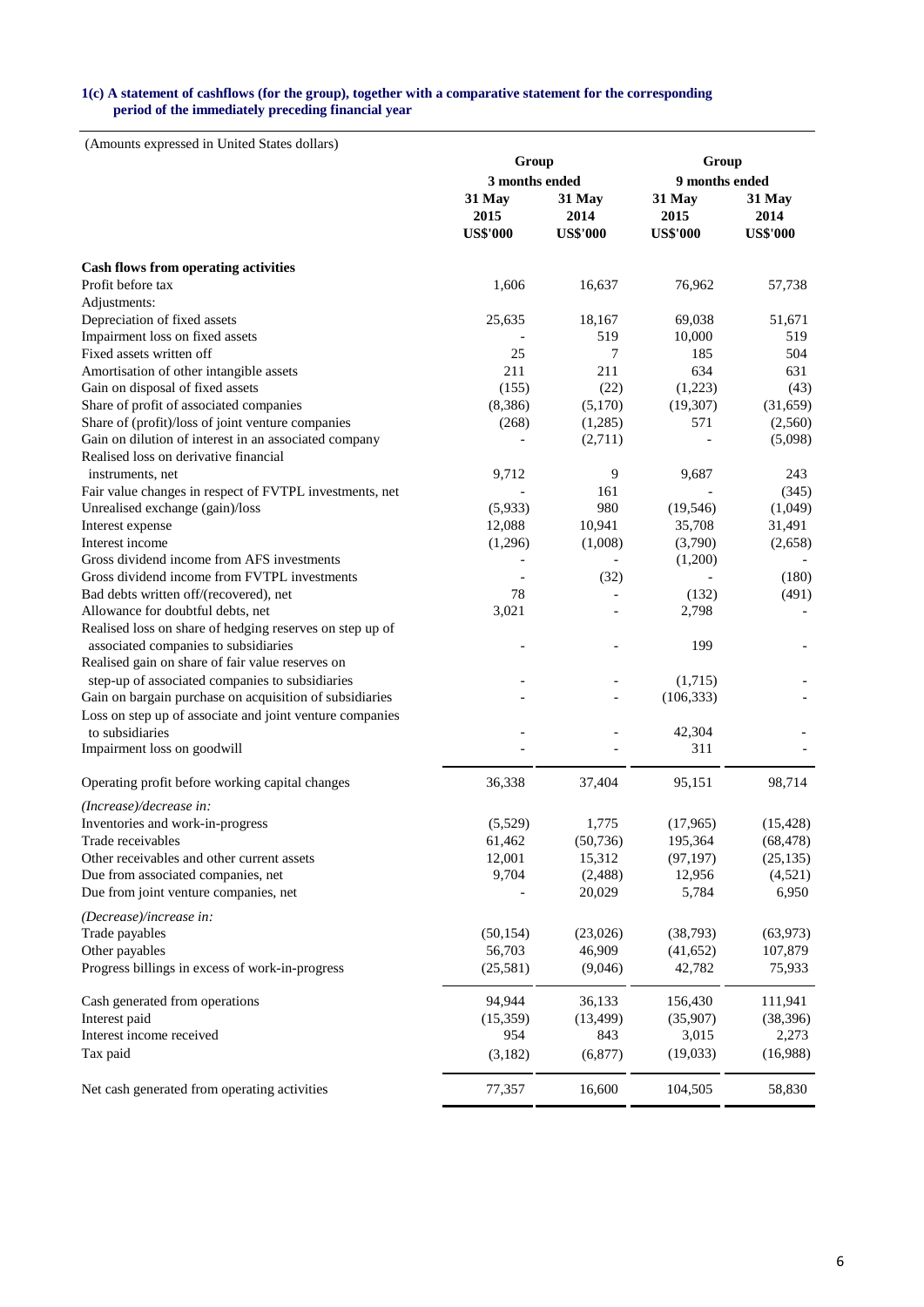**1(c) A statement of cashflows (for the group), together with a comparative statement for the corresponding period of the immediately preceding financial year**

(Amounts expressed in United States dollars)

| | Group | | Group | |
|---|---|---|---|---|
| | 3 months ended | | 9 months ended | |
| | 31 May 2015 US$'000 | 31 May 2014 US$'000 | 31 May 2015 US$'000 | 31 May 2014 US$'000 |
| **Cash flows from operating activities** | | | | |
| Profit before tax | 1,606 | 16,637 | 76,962 | 57,738 |
| Adjustments: | | | | |
| Depreciation of fixed assets | 25,635 | 18,167 | 69,038 | 51,671 |
| Impairment loss on fixed assets | - | 519 | 10,000 | 519 |
| Fixed assets written off | 25 | 7 | 185 | 504 |
| Amortisation of other intangible assets | 211 | 211 | 634 | 631 |
| Gain on disposal of fixed assets | (155) | (22) | (1,223) | (43) |
| Share of profit of associated companies | (8,386) | (5,170) | (19,307) | (31,659) |
| Share of (profit)/loss of joint venture companies | (268) | (1,285) | 571 | (2,560) |
| Gain on dilution of interest in an associated company | - | (2,711) | - | (5,098) |
| Realised loss on derivative financial instruments, net | 9,712 | 9 | 9,687 | 243 |
| Fair value changes in respect of FVTPL investments, net | - | 161 | - | (345) |
| Unrealised exchange (gain)/loss | (5,933) | 980 | (19,546) | (1,049) |
| Interest expense | 12,088 | 10,941 | 35,708 | 31,491 |
| Interest income | (1,296) | (1,008) | (3,790) | (2,658) |
| Gross dividend income from AFS investments | - | - | (1,200) | - |
| Gross dividend income from FVTPL investments | - | (32) | - | (180) |
| Bad debts written off/(recovered), net | 78 | - | (132) | (491) |
| Allowance for doubtful debts, net | 3,021 | - | 2,798 | - |
| Realised loss on share of hedging reserves on step up of associated companies to subsidiaries | - | - | 199 | - |
| Realised gain on share of fair value reserves on step-up of associated companies to subsidiaries | - | - | (1,715) | - |
| Gain on bargain purchase on acquisition of subsidiaries | - | - | (106,333) | - |
| Loss on step up of associate and joint venture companies to subsidiaries | - | - | 42,304 | - |
| Impairment loss on goodwill | - | - | 311 | - |
| Operating profit before working capital changes | 36,338 | 37,404 | 95,151 | 98,714 |
| *(Increase)/decrease in:* | | | | |
| Inventories and work-in-progress | (5,529) | 1,775 | (17,965) | (15,428) |
| Trade receivables | 61,462 | (50,736) | 195,364 | (68,478) |
| Other receivables and other current assets | 12,001 | 15,312 | (97,197) | (25,135) |
| Due from associated companies, net | 9,704 | (2,488) | 12,956 | (4,521) |
| Due from joint venture companies, net | - | 20,029 | 5,784 | 6,950 |
| *(Decrease)/increase in:* | | | | |
| Trade payables | (50,154) | (23,026) | (38,793) | (63,973) |
| Other payables | 56,703 | 46,909 | (41,652) | 107,879 |
| Progress billings in excess of work-in-progress | (25,581) | (9,046) | 42,782 | 75,933 |
| Cash generated from operations | 94,944 | 36,133 | 156,430 | 111,941 |
| Interest paid | (15,359) | (13,499) | (35,907) | (38,396) |
| Interest income received | 954 | 843 | 3,015 | 2,273 |
| Tax paid | (3,182) | (6,877) | (19,033) | (16,988) |
| Net cash generated from operating activities | 77,357 | 16,600 | 104,505 | 58,830 |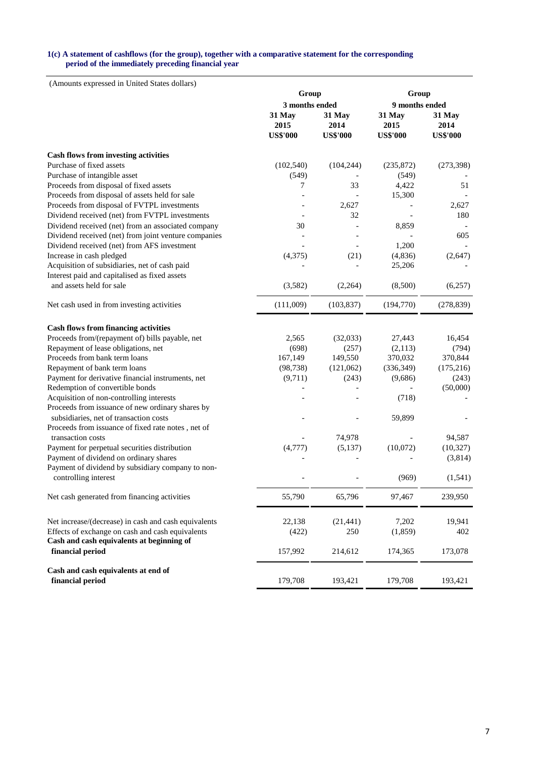**1(c) A statement of cashflows (for the group), together with a comparative statement for the corresponding period of the immediately preceding financial year**

(Amounts expressed in United States dollars)

| | Group | | Group | |
|---|---|---|---|---|
| | 3 months ended | | 9 months ended | |
| | 31 May 2015 US$'000 | 31 May 2014 US$'000 | 31 May 2015 US$'000 | 31 May 2014 US$'000 |
| **Cash flows from investing activities** | | | | |
| Purchase of fixed assets | (102,540) | (104,244) | (235,872) | (273,398) |
| Purchase of intangible asset | (549) | - | (549) | - |
| Proceeds from disposal of fixed assets | 7 | 33 | 4,422 | 51 |
| Proceeds from disposal of assets held for sale | - | - | 15,300 | - |
| Proceeds from disposal of FVTPL investments | - | 2,627 | - | 2,627 |
| Dividend received (net) from FVTPL investments | - | 32 | - | 180 |
| Dividend received (net) from an associated company | 30 | - | 8,859 | - |
| Dividend received (net) from joint venture companies | - | - | - | 605 |
| Dividend received (net) from AFS investment | - | - | 1,200 | - |
| Increase in cash pledged | (4,375) | (21) | (4,836) | (2,647) |
| Acquisition of subsidiaries, net of cash paid | - | - | 25,206 | - |
| Interest paid and capitalised as fixed assets and assets held for sale | (3,582) | (2,264) | (8,500) | (6,257) |
| Net cash used in from investing activities | (111,009) | (103,837) | (194,770) | (278,839) |
| **Cash flows from financing activities** | | | | |
| Proceeds from/(repayment of) bills payable, net | 2,565 | (32,033) | 27,443 | 16,454 |
| Repayment of lease obligations, net | (698) | (257) | (2,113) | (794) |
| Proceeds from bank term loans | 167,149 | 149,550 | 370,032 | 370,844 |
| Repayment of bank term loans | (98,738) | (121,062) | (336,349) | (175,216) |
| Payment for derivative financial instruments, net | (9,711) | (243) | (9,686) | (243) |
| Redemption of convertible bonds | - | - | - | (50,000) |
| Acquisition of non-controlling interests | - | - | (718) | - |
| Proceeds from issuance of new ordinary shares by subsidiaries, net of transaction costs | - | - | 59,899 | - |
| Proceeds from issuance of fixed rate notes , net of transaction costs | - | 74,978 | - | 94,587 |
| Payment for perpetual securities distribution | (4,777) | (5,137) | (10,072) | (10,327) |
| Payment of dividend on ordinary shares | - | - | - | (3,814) |
| Payment of dividend by subsidiary company to non-controlling interest | - | - | (969) | (1,541) |
| Net cash generated from financing activities | 55,790 | 65,796 | 97,467 | 239,950 |
| Net increase/(decrease) in cash and cash equivalents | 22,138 | (21,441) | 7,202 | 19,941 |
| Effects of exchange on cash and cash equivalents | (422) | 250 | (1,859) | 402 |
| **Cash and cash equivalents at beginning of financial period** | 157,992 | 214,612 | 174,365 | 173,078 |
| **Cash and cash equivalents at end of financial period** | 179,708 | 193,421 | 179,708 | 193,421 |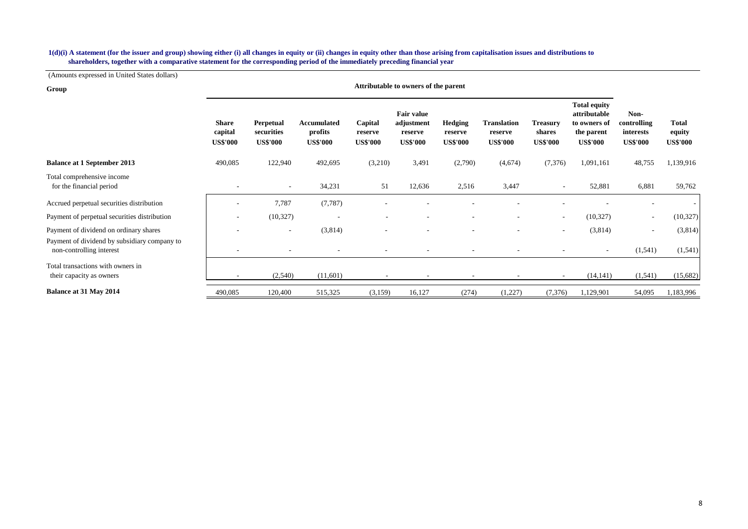**1(d)(i) A statement (for the issuer and group) showing either (i) all changes in equity or (ii) changes in equity other than those arising from capitalisation issues and distributions to shareholders, together with a comparative statement for the corresponding period of the immediately preceding financial year**

(Amounts expressed in United States dollars)

| Group | Attributable to owners of the parent | | | | | | | | | | |
|---|---|---|---|---|---|---|---|---|---|---|---|
| | **Share capital US$'000** | **Perpetual securities US$'000** | **Accumulated profits US$'000** | **Capital reserve US$'000** | **Fair value adjustment reserve US$'000** | **Hedging reserve US$'000** | **Translation reserve US$'000** | **Treasury shares US$'000** | **Total equity attributable to owners of the parent US$'000** | **Non-controlling interests US$'000** | **Total equity US$'000** |
| **Balance at 1 September 2013** | 490,085 | 122,940 | 492,695 | (3,210) | 3,491 | (2,790) | (4,674) | (7,376) | 1,091,161 | 48,755 | 1,139,916 |
| Total comprehensive income for the financial period | - | - | 34,231 | 51 | 12,636 | 2,516 | 3,447 | - | 52,881 | 6,881 | 59,762 |
| Accrued perpetual securities distribution | - | 7,787 | (7,787) | - | - | - | - | - | - | - | - |
| Payment of perpetual securities distribution | - | (10,327) | - | - | - | - | - | - | (10,327) | - | (10,327) |
| Payment of dividend on ordinary shares | - | - | (3,814) | - | - | - | - | - | (3,814) | - | (3,814) |
| Payment of dividend by subsidiary company to non-controlling interest | - | - | - | - | - | - | - | - | - | (1,541) | (1,541) |
| Total transactions with owners in their capacity as owners | - | (2,540) | (11,601) | - | - | - | - | - | (14,141) | (1,541) | (15,682) |
| **Balance at 31 May 2014** | 490,085 | 120,400 | 515,325 | (3,159) | 16,127 | (274) | (1,227) | (7,376) | 1,129,901 | 54,095 | 1,183,996 |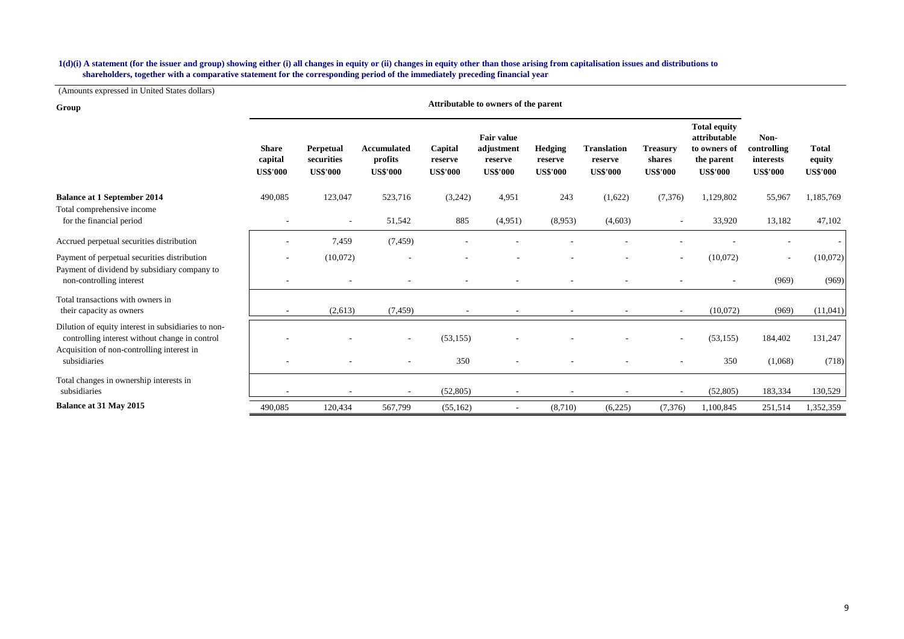**1(d)(i) A statement (for the issuer and group) showing either (i) all changes in equity or (ii) changes in equity other than those arising from capitalisation issues and distributions to shareholders, together with a comparative statement for the corresponding period of the immediately preceding financial year**

(Amounts expressed in United States dollars)

**Group**

| | Attributable to owners of the parent | | | | | | | | | | |
|---|---|---|---|---|---|---|---|---|---|---|---|
| | **Share capital US$'000** | **Perpetual securities US$'000** | **Accumulated profits US$'000** | **Capital reserve US$'000** | **Fair value adjustment reserve US$'000** | **Hedging reserve US$'000** | **Translation reserve US$'000** | **Treasury shares US$'000** | **Total equity attributable to owners of the parent US$'000** | **Non-controlling interests US$'000** | **Total equity US$'000** |
| **Balance at 1 September 2014** | 490,085 | 123,047 | 523,716 | (3,242) | 4,951 | 243 | (1,622) | (7,376) | 1,129,802 | 55,967 | 1,185,769 |
| Total comprehensive income for the financial period | - | - | 51,542 | 885 | (4,951) | (8,953) | (4,603) | - | 33,920 | 13,182 | 47,102 |
| Accrued perpetual securities distribution | - | 7,459 | (7,459) | - | - | - | - | - | - | - | - |
| Payment of perpetual securities distribution | - | (10,072) | - | - | - | - | - | - | (10,072) | - | (10,072) |
| Payment of dividend by subsidiary company to non-controlling interest | - | - | - | - | - | - | - | - | - | (969) | (969) |
| Total transactions with owners in their capacity as owners | - | (2,613) | (7,459) | - | - | - | - | - | (10,072) | (969) | (11,041) |
| Dilution of equity interest in subsidiaries to non-controlling interest without change in control | - | - | - | (53,155) | - | - | - | - | (53,155) | 184,402 | 131,247 |
| Acquisition of non-controlling interest in subsidiaries | - | - | - | 350 | - | - | - | - | 350 | (1,068) | (718) |
| Total changes in ownership interests in subsidiaries | - | - | - | (52,805) | - | - | - | - | (52,805) | 183,334 | 130,529 |
| **Balance at 31 May 2015** | 490,085 | 120,434 | 567,799 | (55,162) | - | (8,710) | (6,225) | (7,376) | 1,100,845 | 251,514 | 1,352,359 |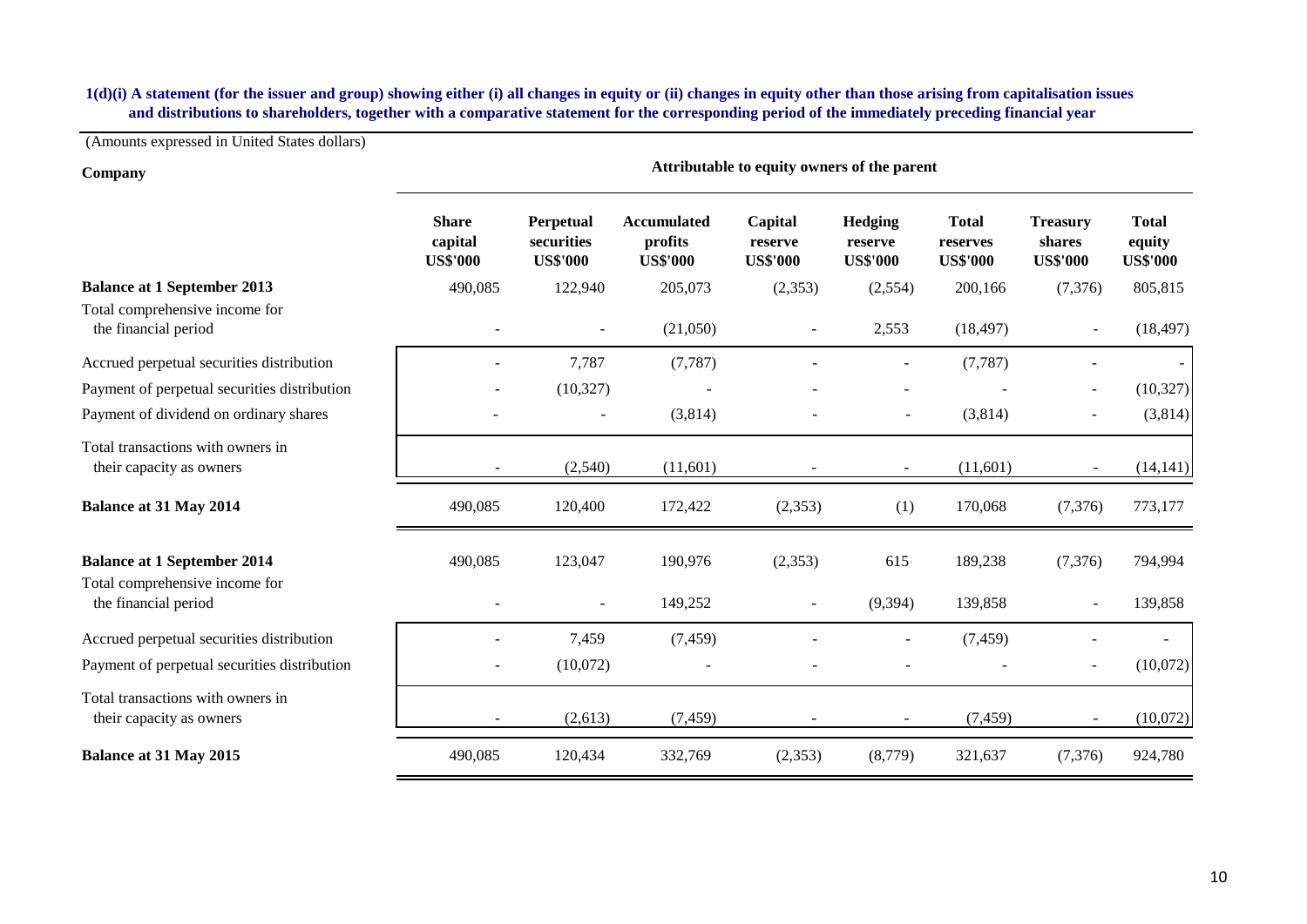**1(d)(i) A statement (for the issuer and group) showing either (i) all changes in equity or (ii) changes in equity other than those arising from capitalisation issues and distributions to shareholders, together with a comparative statement for the corresponding period of the immediately preceding financial year**

(Amounts expressed in United States dollars)

**Company**

| | Attributable to equity owners of the parent | | | | | | | |
|---|---|---|---|---|---|---|---|---|
| | **Share capital US$'000** | **Perpetual securities US$'000** | **Accumulated profits US$'000** | **Capital reserve US$'000** | **Hedging reserve US$'000** | **Total reserves US$'000** | **Treasury shares US$'000** | **Total equity US$'000** |
| **Balance at 1 September 2013** | 490,085 | 122,940 | 205,073 | (2,353) | (2,554) | 200,166 | (7,376) | 805,815 |
| Total comprehensive income for the financial period | - | - | (21,050) | - | 2,553 | (18,497) | - | (18,497) |
| Accrued perpetual securities distribution | - | 7,787 | (7,787) | - | - | (7,787) | - | - |
| Payment of perpetual securities distribution | - | (10,327) | - | - | - | - | - | (10,327) |
| Payment of dividend on ordinary shares | - | - | (3,814) | - | - | (3,814) | - | (3,814) |
| Total transactions with owners in their capacity as owners | - | (2,540) | (11,601) | - | - | (11,601) | - | (14,141) |
| **Balance at 31 May 2014** | 490,085 | 120,400 | 172,422 | (2,353) | (1) | 170,068 | (7,376) | 773,177 |
| | | | | | | | | |
| **Balance at 1 September 2014** | 490,085 | 123,047 | 190,976 | (2,353) | 615 | 189,238 | (7,376) | 794,994 |
| Total comprehensive income for the financial period | - | - | 149,252 | - | (9,394) | 139,858 | - | 139,858 |
| Accrued perpetual securities distribution | - | 7,459 | (7,459) | - | - | (7,459) | - | - |
| Payment of perpetual securities distribution | - | (10,072) | - | - | - | - | - | (10,072) |
| Total transactions with owners in their capacity as owners | - | (2,613) | (7,459) | - | - | (7,459) | - | (10,072) |
| **Balance at 31 May 2015** | 490,085 | 120,434 | 332,769 | (2,353) | (8,779) | 321,637 | (7,376) | 924,780 |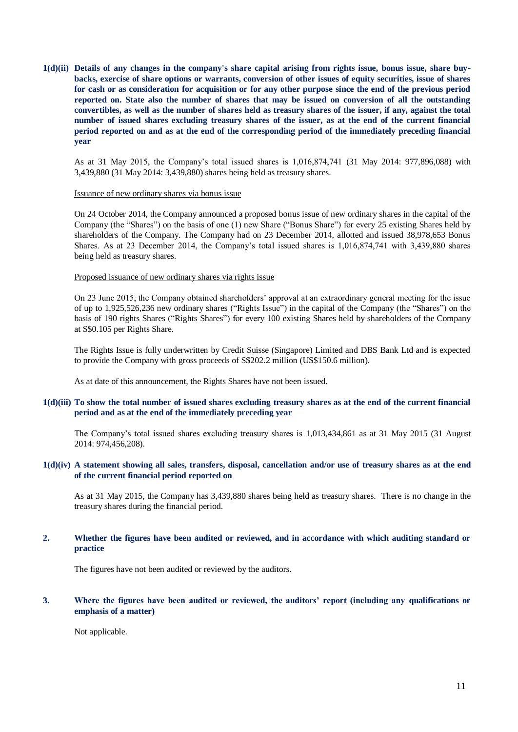**1(d)(ii) Details of any changes in the company's share capital arising from rights issue, bonus issue, share buy-backs, exercise of share options or warrants, conversion of other issues of equity securities, issue of shares for cash or as consideration for acquisition or for any other purpose since the end of the previous period reported on. State also the number of shares that may be issued on conversion of all the outstanding convertibles, as well as the number of shares held as treasury shares of the issuer, if any, against the total number of issued shares excluding treasury shares of the issuer, as at the end of the current financial period reported on and as at the end of the corresponding period of the immediately preceding financial year**

As at 31 May 2015, the Company's total issued shares is 1,016,874,741 (31 May 2014: 977,896,088) with 3,439,880 (31 May 2014: 3,439,880) shares being held as treasury shares.

Issuance of new ordinary shares via bonus issue

On 24 October 2014, the Company announced a proposed bonus issue of new ordinary shares in the capital of the Company (the "Shares") on the basis of one (1) new Share ("Bonus Share") for every 25 existing Shares held by shareholders of the Company. The Company had on 23 December 2014, allotted and issued 38,978,653 Bonus Shares. As at 23 December 2014, the Company's total issued shares is 1,016,874,741 with 3,439,880 shares being held as treasury shares.

Proposed issuance of new ordinary shares via rights issue

On 23 June 2015, the Company obtained shareholders' approval at an extraordinary general meeting for the issue of up to 1,925,526,236 new ordinary shares ("Rights Issue") in the capital of the Company (the "Shares") on the basis of 190 rights Shares ("Rights Shares") for every 100 existing Shares held by shareholders of the Company at S$0.105 per Rights Share.

The Rights Issue is fully underwritten by Credit Suisse (Singapore) Limited and DBS Bank Ltd and is expected to provide the Company with gross proceeds of S$202.2 million (US$150.6 million).

As at date of this announcement, the Rights Shares have not been issued.

**1(d)(iii) To show the total number of issued shares excluding treasury shares as at the end of the current financial period and as at the end of the immediately preceding year**

The Company's total issued shares excluding treasury shares is 1,013,434,861 as at 31 May 2015 (31 August 2014: 974,456,208).

**1(d)(iv) A statement showing all sales, transfers, disposal, cancellation and/or use of treasury shares as at the end of the current financial period reported on**

As at 31 May 2015, the Company has 3,439,880 shares being held as treasury shares. There is no change in the treasury shares during the financial period.

**2. Whether the figures have been audited or reviewed, and in accordance with which auditing standard or practice**

The figures have not been audited or reviewed by the auditors.

**3. Where the figures have been audited or reviewed, the auditors' report (including any qualifications or emphasis of a matter)**

Not applicable.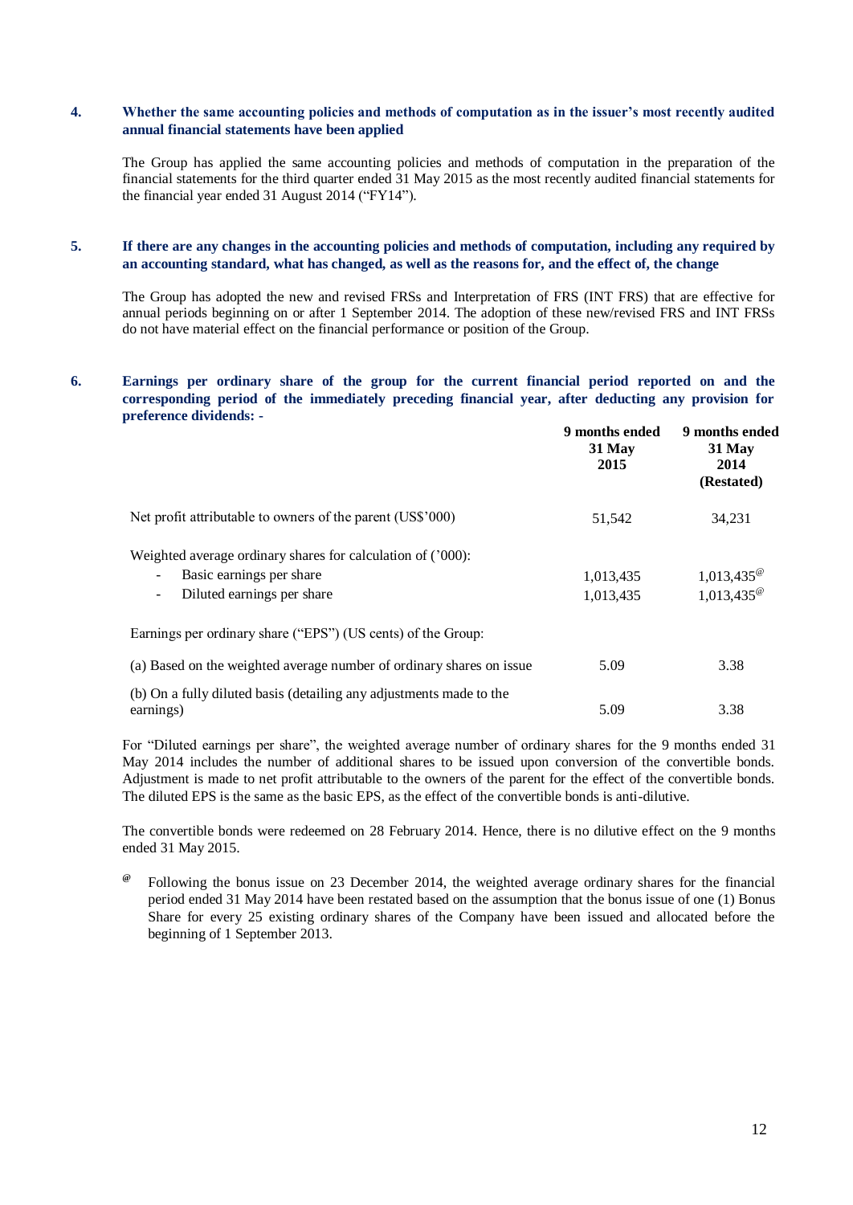**4. Whether the same accounting policies and methods of computation as in the issuer's most recently audited annual financial statements have been applied**

The Group has applied the same accounting policies and methods of computation in the preparation of the financial statements for the third quarter ended 31 May 2015 as the most recently audited financial statements for the financial year ended 31 August 2014 ("FY14").

**5. If there are any changes in the accounting policies and methods of computation, including any required by an accounting standard, what has changed, as well as the reasons for, and the effect of, the change**

The Group has adopted the new and revised FRSs and Interpretation of FRS (INT FRS) that are effective for annual periods beginning on or after 1 September 2014. The adoption of these new/revised FRS and INT FRSs do not have material effect on the financial performance or position of the Group.

**6. Earnings per ordinary share of the group for the current financial period reported on and the corresponding period of the immediately preceding financial year, after deducting any provision for preference dividends: -**

| | 9 months ended 31 May 2015 | 9 months ended 31 May 2014 (Restated) |
|---|---|---|
| Net profit attributable to owners of the parent (US$'000) | 51,542 | 34,231 |
| Weighted average ordinary shares for calculation of ('000): | | |
| - Basic earnings per share | 1,013,435 | 1,013,435[@] |
| - Diluted earnings per share | 1,013,435 | 1,013,435[@] |
| Earnings per ordinary share ("EPS") (US cents) of the Group: | | |
| (a) Based on the weighted average number of ordinary shares on issue | 5.09 | 3.38 |
| (b) On a fully diluted basis (detailing any adjustments made to the earnings) | 5.09 | 3.38 |

For "Diluted earnings per share", the weighted average number of ordinary shares for the 9 months ended 31 May 2014 includes the number of additional shares to be issued upon conversion of the convertible bonds. Adjustment is made to net profit attributable to the owners of the parent for the effect of the convertible bonds. The diluted EPS is the same as the basic EPS, as the effect of the convertible bonds is anti-dilutive.

The convertible bonds were redeemed on 28 February 2014. Hence, there is no dilutive effect on the 9 months ended 31 May 2015.

[@] Following the bonus issue on 23 December 2014, the weighted average ordinary shares for the financial period ended 31 May 2014 have been restated based on the assumption that the bonus issue of one (1) Bonus Share for every 25 existing ordinary shares of the Company have been issued and allocated before the beginning of 1 September 2013.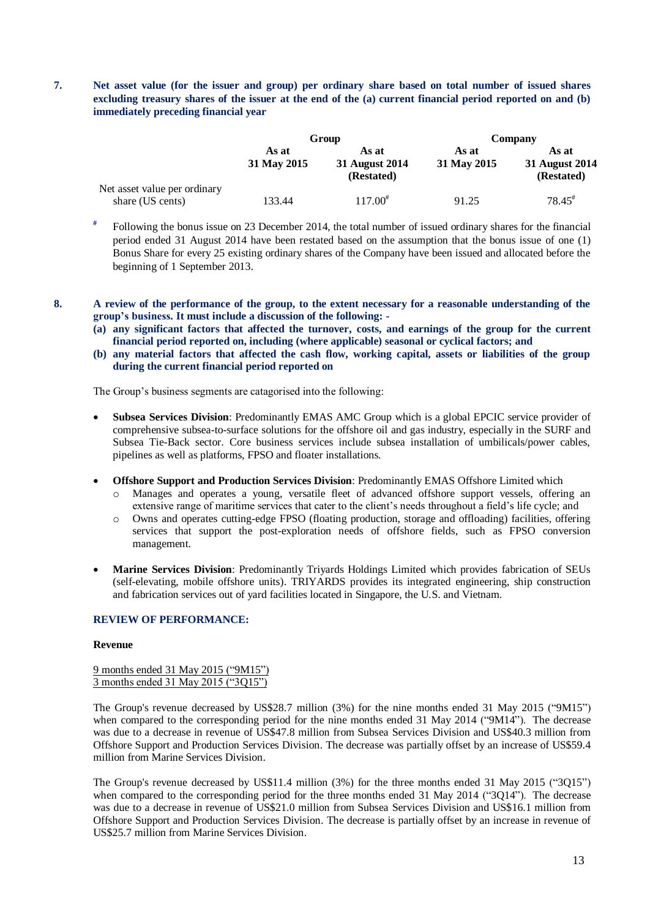**7. Net asset value (for the issuer and group) per ordinary share based on total number of issued shares excluding treasury shares of the issuer at the end of the (a) current financial period reported on and (b) immediately preceding financial year**

| | Group | | Company | |
|---|---|---|---|---|
| | As at 31 May 2015 | As at 31 August 2014 (Restated) | As at 31 May 2015 | As at 31 August 2014 (Restated) |
| Net asset value per ordinary share (US cents) | 133.44 | 117.00# | 91.25 | 78.45# |

\# Following the bonus issue on 23 December 2014, the total number of issued ordinary shares for the financial period ended 31 August 2014 have been restated based on the assumption that the bonus issue of one (1) Bonus Share for every 25 existing ordinary shares of the Company have been issued and allocated before the beginning of 1 September 2013.

**8. A review of the performance of the group, to the extent necessary for a reasonable understanding of the group's business. It must include a discussion of the following: -**

**(a) any significant factors that affected the turnover, costs, and earnings of the group for the current financial period reported on, including (where applicable) seasonal or cyclical factors; and**

**(b) any material factors that affected the cash flow, working capital, assets or liabilities of the group during the current financial period reported on**

The Group's business segments are catagorised into the following:

- **Subsea Services Division**: Predominantly EMAS AMC Group which is a global EPCIC service provider of comprehensive subsea-to-surface solutions for the offshore oil and gas industry, especially in the SURF and Subsea Tie-Back sector. Core business services include subsea installation of umbilicals/power cables, pipelines as well as platforms, FPSO and floater installations.

- **Offshore Support and Production Services Division**: Predominantly EMAS Offshore Limited which
  - Manages and operates a young, versatile fleet of advanced offshore support vessels, offering an extensive range of maritime services that cater to the client's needs throughout a field's life cycle; and
  - Owns and operates cutting-edge FPSO (floating production, storage and offloading) facilities, offering services that support the post-exploration needs of offshore fields, such as FPSO conversion management.

- **Marine Services Division**: Predominantly Triyards Holdings Limited which provides fabrication of SEUs (self-elevating, mobile offshore units). TRIYARDS provides its integrated engineering, ship construction and fabrication services out of yard facilities located in Singapore, the U.S. and Vietnam.

**REVIEW OF PERFORMANCE:**

**Revenue**

9 months ended 31 May 2015 ("9M15")
3 months ended 31 May 2015 ("3Q15")

The Group's revenue decreased by US$28.7 million (3%) for the nine months ended 31 May 2015 ("9M15") when compared to the corresponding period for the nine months ended 31 May 2014 ("9M14"). The decrease was due to a decrease in revenue of US$47.8 million from Subsea Services Division and US$40.3 million from Offshore Support and Production Services Division. The decrease was partially offset by an increase of US$59.4 million from Marine Services Division.

The Group's revenue decreased by US$11.4 million (3%) for the three months ended 31 May 2015 ("3Q15") when compared to the corresponding period for the three months ended 31 May 2014 ("3Q14"). The decrease was due to a decrease in revenue of US$21.0 million from Subsea Services Division and US$16.1 million from Offshore Support and Production Services Division. The decrease is partially offset by an increase in revenue of US$25.7 million from Marine Services Division.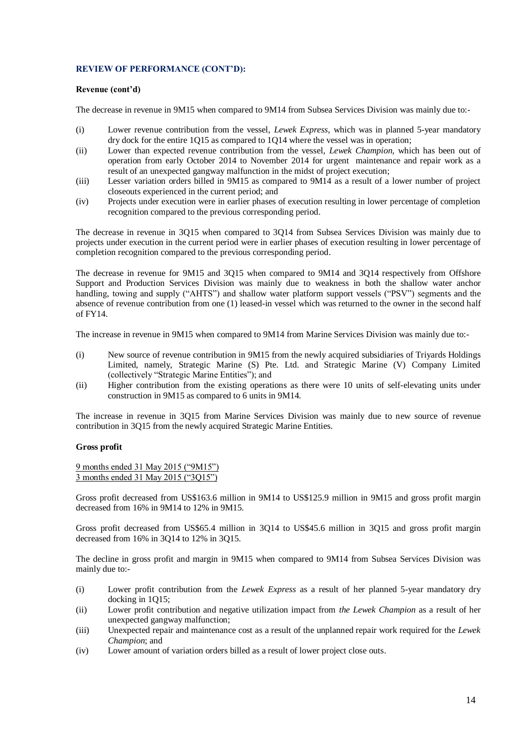### REVIEW OF PERFORMANCE (CONT'D):

**Revenue (cont'd)**

The decrease in revenue in 9M15 when compared to 9M14 from Subsea Services Division was mainly due to:-

(i) Lower revenue contribution from the vessel, *Lewek Express*, which was in planned 5-year mandatory dry dock for the entire 1Q15 as compared to 1Q14 where the vessel was in operation;
(ii) Lower than expected revenue contribution from the vessel, *Lewek Champion*, which has been out of operation from early October 2014 to November 2014 for urgent maintenance and repair work as a result of an unexpected gangway malfunction in the midst of project execution;
(iii) Lesser variation orders billed in 9M15 as compared to 9M14 as a result of a lower number of project closeouts experienced in the current period; and
(iv) Projects under execution were in earlier phases of execution resulting in lower percentage of completion recognition compared to the previous corresponding period.

The decrease in revenue in 3Q15 when compared to 3Q14 from Subsea Services Division was mainly due to projects under execution in the current period were in earlier phases of execution resulting in lower percentage of completion recognition compared to the previous corresponding period.

The decrease in revenue for 9M15 and 3Q15 when compared to 9M14 and 3Q14 respectively from Offshore Support and Production Services Division was mainly due to weakness in both the shallow water anchor handling, towing and supply ("AHTS") and shallow water platform support vessels ("PSV") segments and the absence of revenue contribution from one (1) leased-in vessel which was returned to the owner in the second half of FY14.

The increase in revenue in 9M15 when compared to 9M14 from Marine Services Division was mainly due to:-

(i) New source of revenue contribution in 9M15 from the newly acquired subsidiaries of Triyards Holdings Limited, namely, Strategic Marine (S) Pte. Ltd. and Strategic Marine (V) Company Limited (collectively "Strategic Marine Entities"); and
(ii) Higher contribution from the existing operations as there were 10 units of self-elevating units under construction in 9M15 as compared to 6 units in 9M14.

The increase in revenue in 3Q15 from Marine Services Division was mainly due to new source of revenue contribution in 3Q15 from the newly acquired Strategic Marine Entities.

**Gross profit**

9 months ended 31 May 2015 ("9M15")
3 months ended 31 May 2015 ("3Q15")

Gross profit decreased from US$163.6 million in 9M14 to US$125.9 million in 9M15 and gross profit margin decreased from 16% in 9M14 to 12% in 9M15.

Gross profit decreased from US$65.4 million in 3Q14 to US$45.6 million in 3Q15 and gross profit margin decreased from 16% in 3Q14 to 12% in 3Q15.

The decline in gross profit and margin in 9M15 when compared to 9M14 from Subsea Services Division was mainly due to:-

(i) Lower profit contribution from the *Lewek Express* as a result of her planned 5-year mandatory dry docking in 1Q15;
(ii) Lower profit contribution and negative utilization impact from *the Lewek Champion* as a result of her unexpected gangway malfunction;
(iii) Unexpected repair and maintenance cost as a result of the unplanned repair work required for the *Lewek Champion*; and
(iv) Lower amount of variation orders billed as a result of lower project close outs.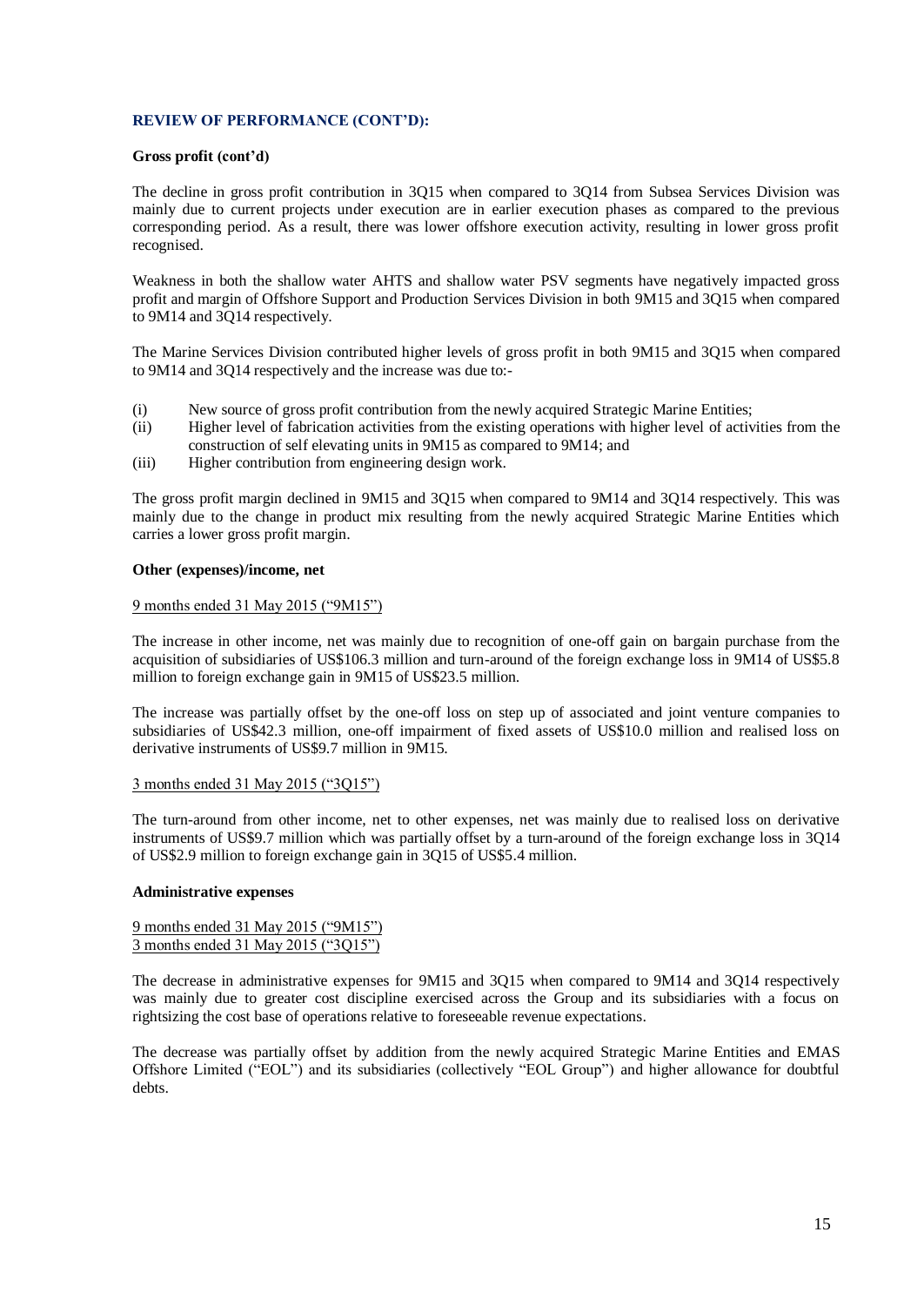## REVIEW OF PERFORMANCE (CONT'D):

**Gross profit (cont'd)**

The decline in gross profit contribution in 3Q15 when compared to 3Q14 from Subsea Services Division was mainly due to current projects under execution are in earlier execution phases as compared to the previous corresponding period. As a result, there was lower offshore execution activity, resulting in lower gross profit recognised.

Weakness in both the shallow water AHTS and shallow water PSV segments have negatively impacted gross profit and margin of Offshore Support and Production Services Division in both 9M15 and 3Q15 when compared to 9M14 and 3Q14 respectively.

The Marine Services Division contributed higher levels of gross profit in both 9M15 and 3Q15 when compared to 9M14 and 3Q14 respectively and the increase was due to:-

(i) New source of gross profit contribution from the newly acquired Strategic Marine Entities;
(ii) Higher level of fabrication activities from the existing operations with higher level of activities from the construction of self elevating units in 9M15 as compared to 9M14; and
(iii) Higher contribution from engineering design work.

The gross profit margin declined in 9M15 and 3Q15 when compared to 9M14 and 3Q14 respectively. This was mainly due to the change in product mix resulting from the newly acquired Strategic Marine Entities which carries a lower gross profit margin.

**Other (expenses)/income, net**

<u>9 months ended 31 May 2015 ("9M15")</u>

The increase in other income, net was mainly due to recognition of one-off gain on bargain purchase from the acquisition of subsidiaries of US$106.3 million and turn-around of the foreign exchange loss in 9M14 of US$5.8 million to foreign exchange gain in 9M15 of US$23.5 million.

The increase was partially offset by the one-off loss on step up of associated and joint venture companies to subsidiaries of US$42.3 million, one-off impairment of fixed assets of US$10.0 million and realised loss on derivative instruments of US$9.7 million in 9M15.

<u>3 months ended 31 May 2015 ("3Q15")</u>

The turn-around from other income, net to other expenses, net was mainly due to realised loss on derivative instruments of US$9.7 million which was partially offset by a turn-around of the foreign exchange loss in 3Q14 of US$2.9 million to foreign exchange gain in 3Q15 of US$5.4 million.

**Administrative expenses**

<u>9 months ended 31 May 2015 ("9M15")</u>
<u>3 months ended 31 May 2015 ("3Q15")</u>

The decrease in administrative expenses for 9M15 and 3Q15 when compared to 9M14 and 3Q14 respectively was mainly due to greater cost discipline exercised across the Group and its subsidiaries with a focus on rightsizing the cost base of operations relative to foreseeable revenue expectations.

The decrease was partially offset by addition from the newly acquired Strategic Marine Entities and EMAS Offshore Limited ("EOL") and its subsidiaries (collectively "EOL Group") and higher allowance for doubtful debts.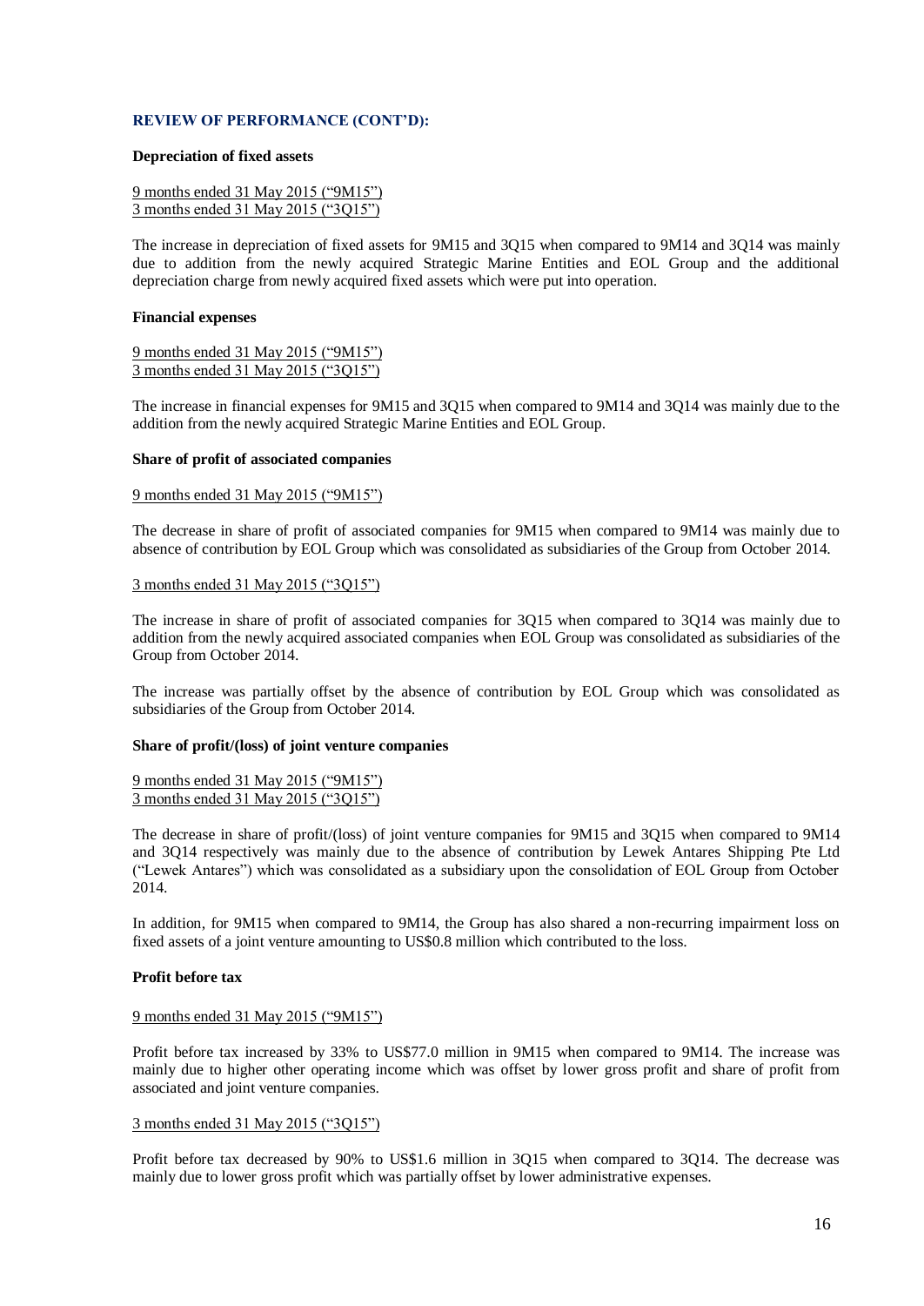## REVIEW OF PERFORMANCE (CONT'D):

**Depreciation of fixed assets**

9 months ended 31 May 2015 ("9M15")
3 months ended 31 May 2015 ("3Q15")

The increase in depreciation of fixed assets for 9M15 and 3Q15 when compared to 9M14 and 3Q14 was mainly due to addition from the newly acquired Strategic Marine Entities and EOL Group and the additional depreciation charge from newly acquired fixed assets which were put into operation.

**Financial expenses**

9 months ended 31 May 2015 ("9M15")
3 months ended 31 May 2015 ("3Q15")

The increase in financial expenses for 9M15 and 3Q15 when compared to 9M14 and 3Q14 was mainly due to the addition from the newly acquired Strategic Marine Entities and EOL Group.

**Share of profit of associated companies**

9 months ended 31 May 2015 ("9M15")

The decrease in share of profit of associated companies for 9M15 when compared to 9M14 was mainly due to absence of contribution by EOL Group which was consolidated as subsidiaries of the Group from October 2014.

3 months ended 31 May 2015 ("3Q15")

The increase in share of profit of associated companies for 3Q15 when compared to 3Q14 was mainly due to addition from the newly acquired associated companies when EOL Group was consolidated as subsidiaries of the Group from October 2014.

The increase was partially offset by the absence of contribution by EOL Group which was consolidated as subsidiaries of the Group from October 2014.

**Share of profit/(loss) of joint venture companies**

9 months ended 31 May 2015 ("9M15")
3 months ended 31 May 2015 ("3Q15")

The decrease in share of profit/(loss) of joint venture companies for 9M15 and 3Q15 when compared to 9M14 and 3Q14 respectively was mainly due to the absence of contribution by Lewek Antares Shipping Pte Ltd ("Lewek Antares") which was consolidated as a subsidiary upon the consolidation of EOL Group from October 2014.

In addition, for 9M15 when compared to 9M14, the Group has also shared a non-recurring impairment loss on fixed assets of a joint venture amounting to US$0.8 million which contributed to the loss.

**Profit before tax**

9 months ended 31 May 2015 ("9M15")

Profit before tax increased by 33% to US$77.0 million in 9M15 when compared to 9M14. The increase was mainly due to higher other operating income which was offset by lower gross profit and share of profit from associated and joint venture companies.

3 months ended 31 May 2015 ("3Q15")

Profit before tax decreased by 90% to US$1.6 million in 3Q15 when compared to 3Q14. The decrease was mainly due to lower gross profit which was partially offset by lower administrative expenses.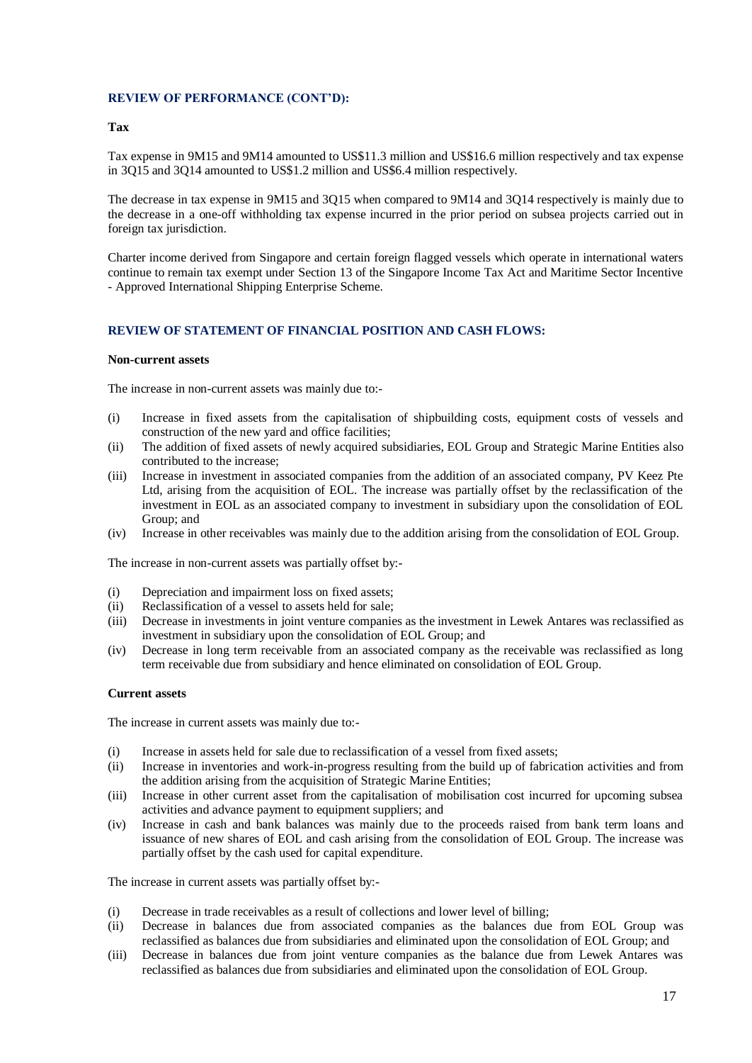## REVIEW OF PERFORMANCE (CONT'D):

**Tax**

Tax expense in 9M15 and 9M14 amounted to US$11.3 million and US$16.6 million respectively and tax expense in 3Q15 and 3Q14 amounted to US$1.2 million and US$6.4 million respectively.

The decrease in tax expense in 9M15 and 3Q15 when compared to 9M14 and 3Q14 respectively is mainly due to the decrease in a one-off withholding tax expense incurred in the prior period on subsea projects carried out in foreign tax jurisdiction.

Charter income derived from Singapore and certain foreign flagged vessels which operate in international waters continue to remain tax exempt under Section 13 of the Singapore Income Tax Act and Maritime Sector Incentive - Approved International Shipping Enterprise Scheme.

## REVIEW OF STATEMENT OF FINANCIAL POSITION AND CASH FLOWS:

**Non-current assets**

The increase in non-current assets was mainly due to:-

(i) Increase in fixed assets from the capitalisation of shipbuilding costs, equipment costs of vessels and construction of the new yard and office facilities;
(ii) The addition of fixed assets of newly acquired subsidiaries, EOL Group and Strategic Marine Entities also contributed to the increase;
(iii) Increase in investment in associated companies from the addition of an associated company, PV Keez Pte Ltd, arising from the acquisition of EOL. The increase was partially offset by the reclassification of the investment in EOL as an associated company to investment in subsidiary upon the consolidation of EOL Group; and
(iv) Increase in other receivables was mainly due to the addition arising from the consolidation of EOL Group.

The increase in non-current assets was partially offset by:-

(i) Depreciation and impairment loss on fixed assets;
(ii) Reclassification of a vessel to assets held for sale;
(iii) Decrease in investments in joint venture companies as the investment in Lewek Antares was reclassified as investment in subsidiary upon the consolidation of EOL Group; and
(iv) Decrease in long term receivable from an associated company as the receivable was reclassified as long term receivable due from subsidiary and hence eliminated on consolidation of EOL Group.

**Current assets**

The increase in current assets was mainly due to:-

(i) Increase in assets held for sale due to reclassification of a vessel from fixed assets;
(ii) Increase in inventories and work-in-progress resulting from the build up of fabrication activities and from the addition arising from the acquisition of Strategic Marine Entities;
(iii) Increase in other current asset from the capitalisation of mobilisation cost incurred for upcoming subsea activities and advance payment to equipment suppliers; and
(iv) Increase in cash and bank balances was mainly due to the proceeds raised from bank term loans and issuance of new shares of EOL and cash arising from the consolidation of EOL Group. The increase was partially offset by the cash used for capital expenditure.

The increase in current assets was partially offset by:-

(i) Decrease in trade receivables as a result of collections and lower level of billing;
(ii) Decrease in balances due from associated companies as the balances due from EOL Group was reclassified as balances due from subsidiaries and eliminated upon the consolidation of EOL Group; and
(iii) Decrease in balances due from joint venture companies as the balance due from Lewek Antares was reclassified as balances due from subsidiaries and eliminated upon the consolidation of EOL Group.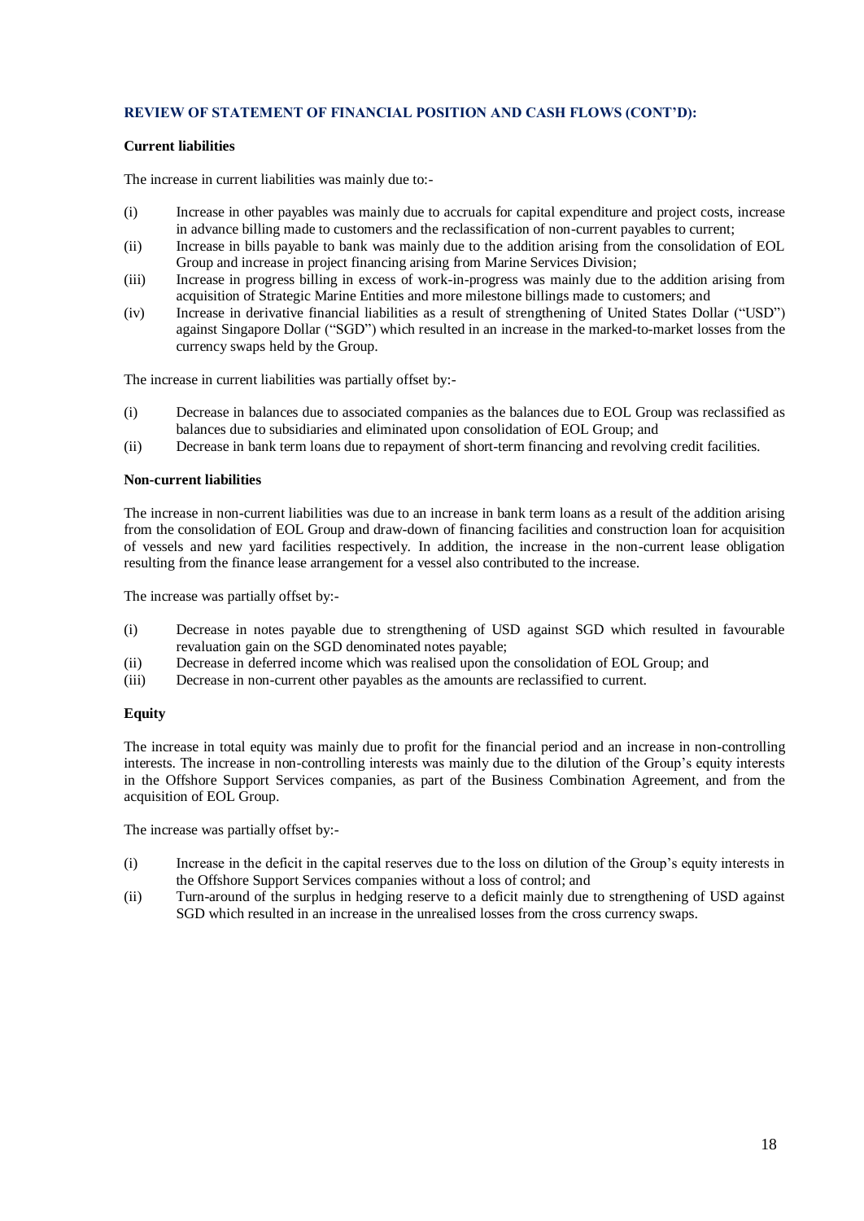## REVIEW OF STATEMENT OF FINANCIAL POSITION AND CASH FLOWS (CONT'D):

**Current liabilities**

The increase in current liabilities was mainly due to:-

(i) Increase in other payables was mainly due to accruals for capital expenditure and project costs, increase in advance billing made to customers and the reclassification of non-current payables to current;
(ii) Increase in bills payable to bank was mainly due to the addition arising from the consolidation of EOL Group and increase in project financing arising from Marine Services Division;
(iii) Increase in progress billing in excess of work-in-progress was mainly due to the addition arising from acquisition of Strategic Marine Entities and more milestone billings made to customers; and
(iv) Increase in derivative financial liabilities as a result of strengthening of United States Dollar ("USD") against Singapore Dollar ("SGD") which resulted in an increase in the marked-to-market losses from the currency swaps held by the Group.

The increase in current liabilities was partially offset by:-

(i) Decrease in balances due to associated companies as the balances due to EOL Group was reclassified as balances due to subsidiaries and eliminated upon consolidation of EOL Group; and
(ii) Decrease in bank term loans due to repayment of short-term financing and revolving credit facilities.

**Non-current liabilities**

The increase in non-current liabilities was due to an increase in bank term loans as a result of the addition arising from the consolidation of EOL Group and draw-down of financing facilities and construction loan for acquisition of vessels and new yard facilities respectively. In addition, the increase in the non-current lease obligation resulting from the finance lease arrangement for a vessel also contributed to the increase.

The increase was partially offset by:-

(i) Decrease in notes payable due to strengthening of USD against SGD which resulted in favourable revaluation gain on the SGD denominated notes payable;
(ii) Decrease in deferred income which was realised upon the consolidation of EOL Group; and
(iii) Decrease in non-current other payables as the amounts are reclassified to current.

**Equity**

The increase in total equity was mainly due to profit for the financial period and an increase in non-controlling interests. The increase in non-controlling interests was mainly due to the dilution of the Group's equity interests in the Offshore Support Services companies, as part of the Business Combination Agreement, and from the acquisition of EOL Group.

The increase was partially offset by:-

(i) Increase in the deficit in the capital reserves due to the loss on dilution of the Group's equity interests in the Offshore Support Services companies without a loss of control; and
(ii) Turn-around of the surplus in hedging reserve to a deficit mainly due to strengthening of USD against SGD which resulted in an increase in the unrealised losses from the cross currency swaps.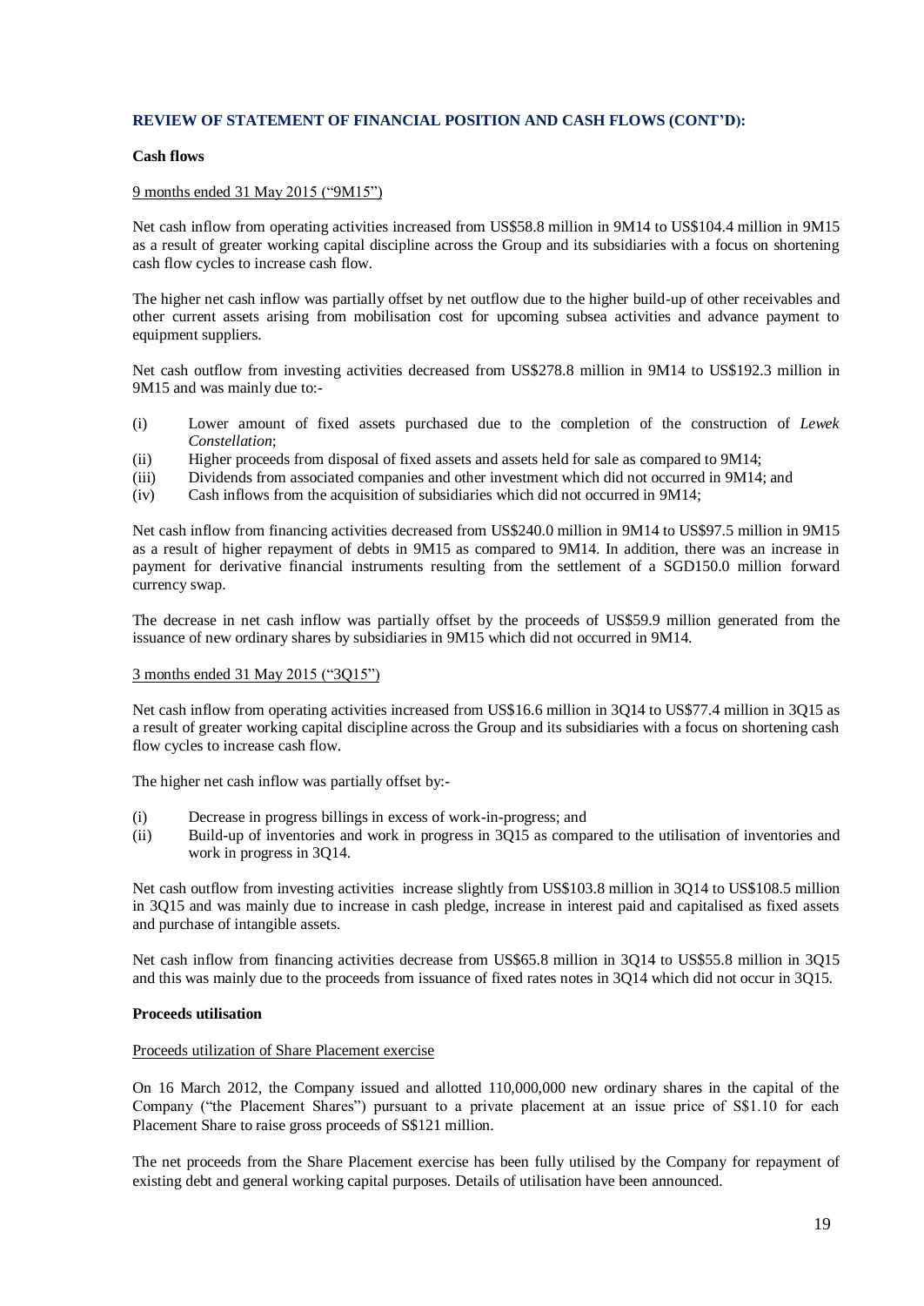### REVIEW OF STATEMENT OF FINANCIAL POSITION AND CASH FLOWS (CONT'D):

**Cash flows**

9 months ended 31 May 2015 ("9M15")

Net cash inflow from operating activities increased from US$58.8 million in 9M14 to US$104.4 million in 9M15 as a result of greater working capital discipline across the Group and its subsidiaries with a focus on shortening cash flow cycles to increase cash flow.

The higher net cash inflow was partially offset by net outflow due to the higher build-up of other receivables and other current assets arising from mobilisation cost for upcoming subsea activities and advance payment to equipment suppliers.

Net cash outflow from investing activities decreased from US$278.8 million in 9M14 to US$192.3 million in 9M15 and was mainly due to:-

(i) Lower amount of fixed assets purchased due to the completion of the construction of *Lewek Constellation*;
(ii) Higher proceeds from disposal of fixed assets and assets held for sale as compared to 9M14;
(iii) Dividends from associated companies and other investment which did not occurred in 9M14; and
(iv) Cash inflows from the acquisition of subsidiaries which did not occurred in 9M14;

Net cash inflow from financing activities decreased from US$240.0 million in 9M14 to US$97.5 million in 9M15 as a result of higher repayment of debts in 9M15 as compared to 9M14. In addition, there was an increase in payment for derivative financial instruments resulting from the settlement of a SGD150.0 million forward currency swap.

The decrease in net cash inflow was partially offset by the proceeds of US$59.9 million generated from the issuance of new ordinary shares by subsidiaries in 9M15 which did not occurred in 9M14.

3 months ended 31 May 2015 ("3Q15")

Net cash inflow from operating activities increased from US$16.6 million in 3Q14 to US$77.4 million in 3Q15 as a result of greater working capital discipline across the Group and its subsidiaries with a focus on shortening cash flow cycles to increase cash flow.

The higher net cash inflow was partially offset by:-

(i) Decrease in progress billings in excess of work-in-progress; and
(ii) Build-up of inventories and work in progress in 3Q15 as compared to the utilisation of inventories and work in progress in 3Q14.

Net cash outflow from investing activities increase slightly from US$103.8 million in 3Q14 to US$108.5 million in 3Q15 and was mainly due to increase in cash pledge, increase in interest paid and capitalised as fixed assets and purchase of intangible assets.

Net cash inflow from financing activities decrease from US$65.8 million in 3Q14 to US$55.8 million in 3Q15 and this was mainly due to the proceeds from issuance of fixed rates notes in 3Q14 which did not occur in 3Q15.

**Proceeds utilisation**

Proceeds utilization of Share Placement exercise

On 16 March 2012, the Company issued and allotted 110,000,000 new ordinary shares in the capital of the Company ("the Placement Shares") pursuant to a private placement at an issue price of S$1.10 for each Placement Share to raise gross proceeds of S$121 million.

The net proceeds from the Share Placement exercise has been fully utilised by the Company for repayment of existing debt and general working capital purposes. Details of utilisation have been announced.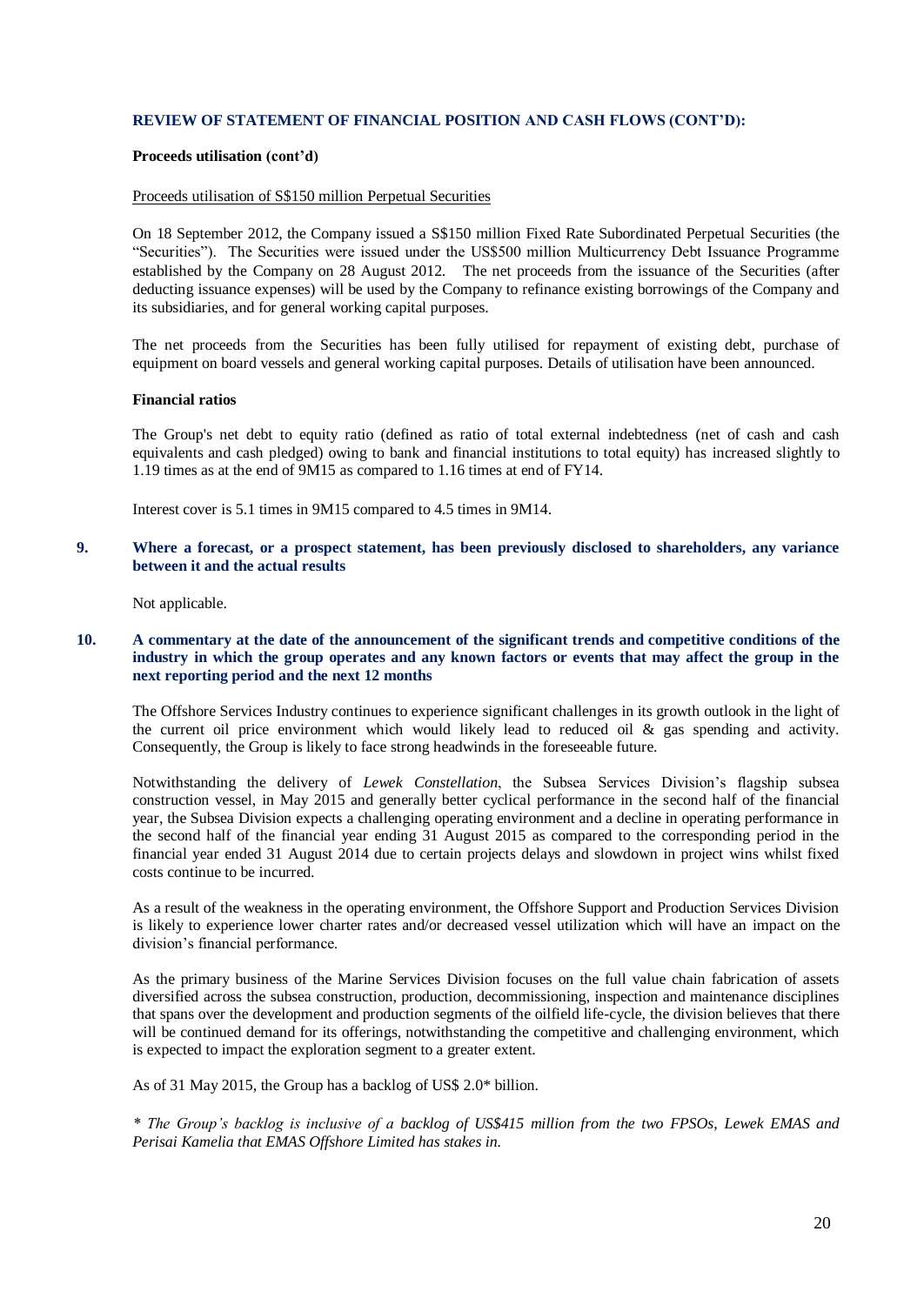### REVIEW OF STATEMENT OF FINANCIAL POSITION AND CASH FLOWS (CONT'D):

**Proceeds utilisation (cont'd)**

Proceeds utilisation of S$150 million Perpetual Securities

On 18 September 2012, the Company issued a S$150 million Fixed Rate Subordinated Perpetual Securities (the "Securities"). The Securities were issued under the US$500 million Multicurrency Debt Issuance Programme established by the Company on 28 August 2012. The net proceeds from the issuance of the Securities (after deducting issuance expenses) will be used by the Company to refinance existing borrowings of the Company and its subsidiaries, and for general working capital purposes.

The net proceeds from the Securities has been fully utilised for repayment of existing debt, purchase of equipment on board vessels and general working capital purposes. Details of utilisation have been announced.

**Financial ratios**

The Group's net debt to equity ratio (defined as ratio of total external indebtedness (net of cash and cash equivalents and cash pledged) owing to bank and financial institutions to total equity) has increased slightly to 1.19 times as at the end of 9M15 as compared to 1.16 times at end of FY14.

Interest cover is 5.1 times in 9M15 compared to 4.5 times in 9M14.

### 9. Where a forecast, or a prospect statement, has been previously disclosed to shareholders, any variance between it and the actual results

Not applicable.

### 10. A commentary at the date of the announcement of the significant trends and competitive conditions of the industry in which the group operates and any known factors or events that may affect the group in the next reporting period and the next 12 months

The Offshore Services Industry continues to experience significant challenges in its growth outlook in the light of the current oil price environment which would likely lead to reduced oil & gas spending and activity. Consequently, the Group is likely to face strong headwinds in the foreseeable future.

Notwithstanding the delivery of *Lewek Constellation*, the Subsea Services Division's flagship subsea construction vessel, in May 2015 and generally better cyclical performance in the second half of the financial year, the Subsea Division expects a challenging operating environment and a decline in operating performance in the second half of the financial year ending 31 August 2015 as compared to the corresponding period in the financial year ended 31 August 2014 due to certain projects delays and slowdown in project wins whilst fixed costs continue to be incurred.

As a result of the weakness in the operating environment, the Offshore Support and Production Services Division is likely to experience lower charter rates and/or decreased vessel utilization which will have an impact on the division's financial performance.

As the primary business of the Marine Services Division focuses on the full value chain fabrication of assets diversified across the subsea construction, production, decommissioning, inspection and maintenance disciplines that spans over the development and production segments of the oilfield life-cycle, the division believes that there will be continued demand for its offerings, notwithstanding the competitive and challenging environment, which is expected to impact the exploration segment to a greater extent.

As of 31 May 2015, the Group has a backlog of US$ 2.0* billion.

*\* The Group's backlog is inclusive of a backlog of US$415 million from the two FPSOs, Lewek EMAS and Perisai Kamelia that EMAS Offshore Limited has stakes in.*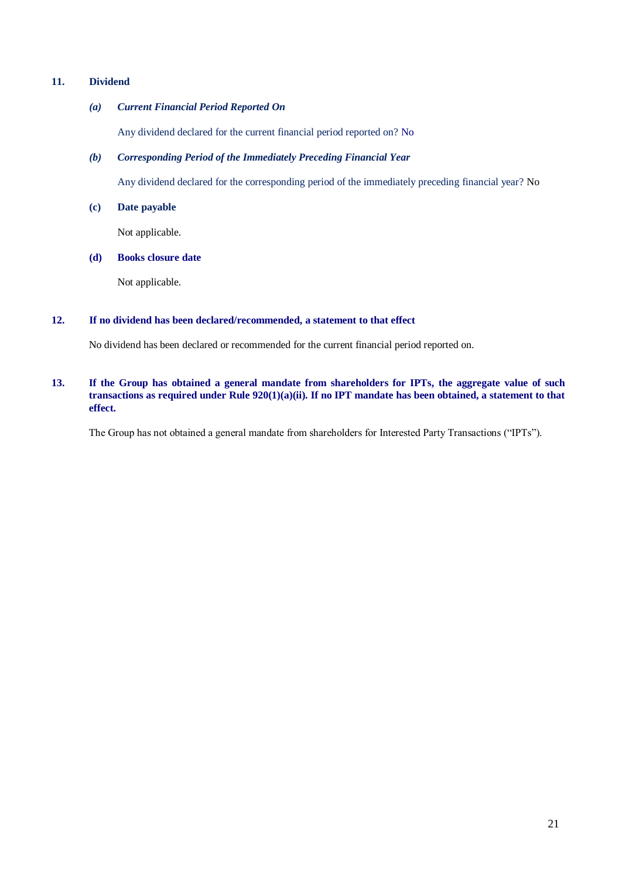## 11. Dividend

### *(a) Current Financial Period Reported On*

Any dividend declared for the current financial period reported on? No

### *(b) Corresponding Period of the Immediately Preceding Financial Year*

Any dividend declared for the corresponding period of the immediately preceding financial year? No

### (c) Date payable

Not applicable.

### (d) Books closure date

Not applicable.

## 12. If no dividend has been declared/recommended, a statement to that effect

No dividend has been declared or recommended for the current financial period reported on.

## 13. If the Group has obtained a general mandate from shareholders for IPTs, the aggregate value of such transactions as required under Rule 920(1)(a)(ii). If no IPT mandate has been obtained, a statement to that effect.

The Group has not obtained a general mandate from shareholders for Interested Party Transactions ("IPTs").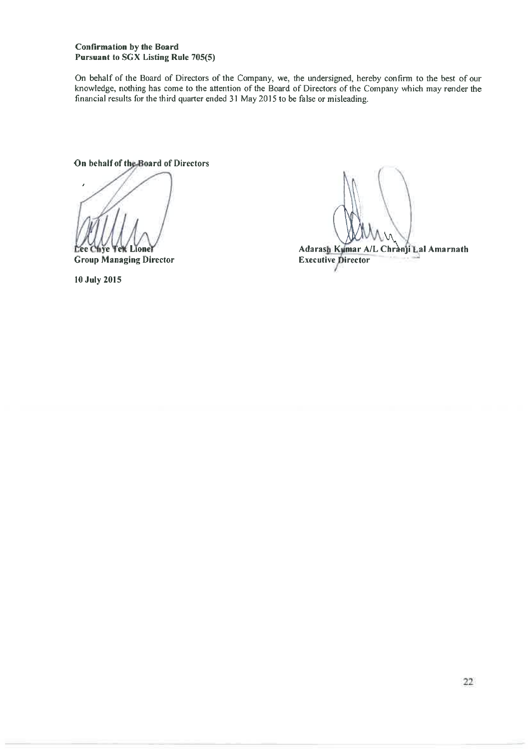**Confirmation by the Board**
**Pursuant to SGX Listing Rule 705(5)**

On behalf of the Board of Directors of the Company, we, the undersigned, hereby confirm to the best of our knowledge, nothing has come to the attention of the Board of Directors of the Company which may render the financial results for the third quarter ended 31 May 2015 to be false or misleading.

**On behalf of the Board of Directors**

**Lee Chye Tek Lionel**
**Group Managing Director**

**Adarash Kumar A/L Chranji Lal Amarnath**
**Executive Director**

**10 July 2015**